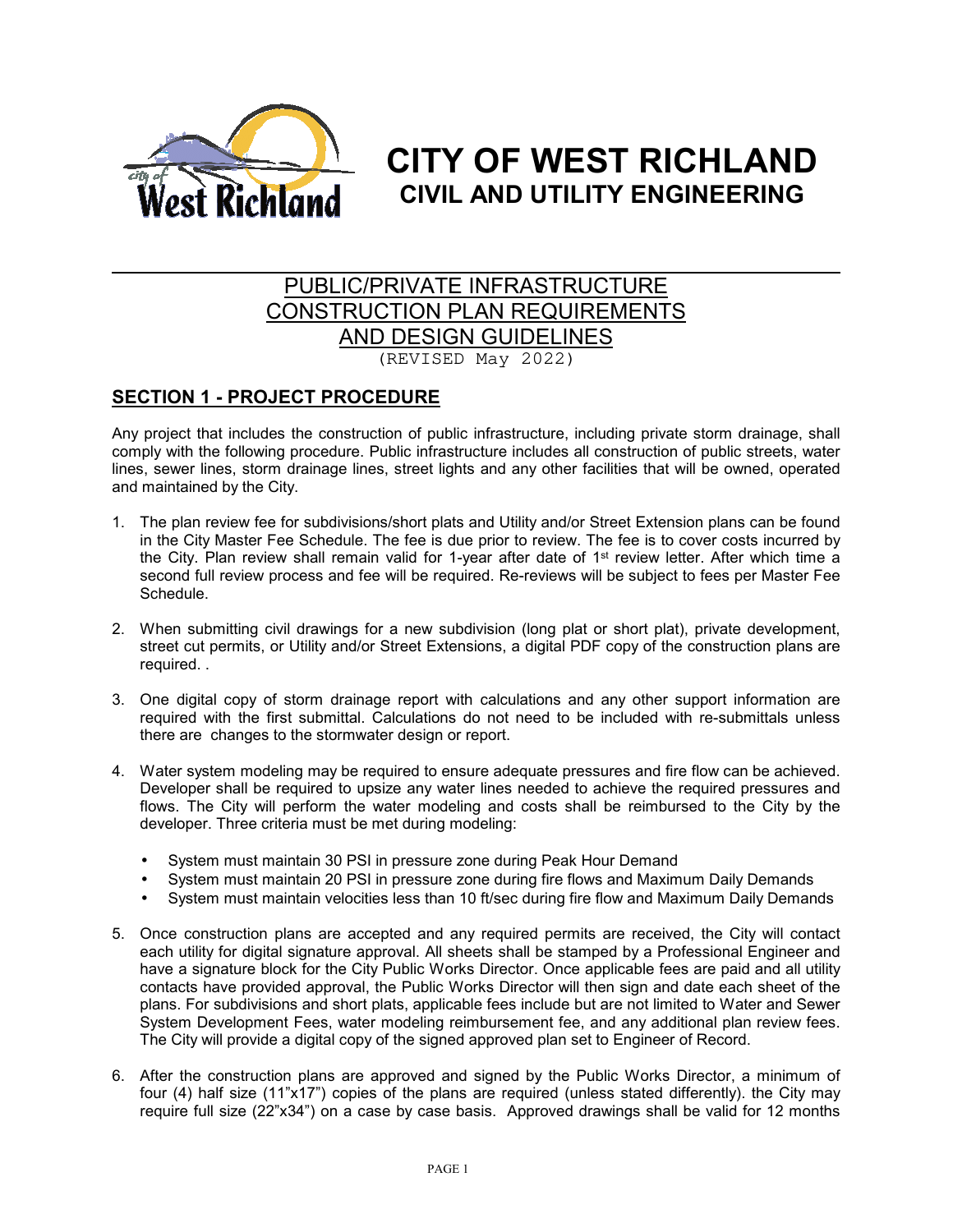# CITY OF WEST RICHLAND
## CIVIL AND UTILITY ENGINEERING

## PUBLIC/PRIVATE INFRASTRUCTURE CONSTRUCTION PLAN REQUIREMENTS AND DESIGN GUIDELINES

(REVISED May 2022)

## SECTION 1 - PROJECT PROCEDURE

Any project that includes the construction of public infrastructure, including private storm drainage, shall comply with the following procedure. Public infrastructure includes all construction of public streets, water lines, sewer lines, storm drainage lines, street lights and any other facilities that will be owned, operated and maintained by the City.

1. The plan review fee for subdivisions/short plats and Utility and/or Street Extension plans can be found in the City Master Fee Schedule. The fee is due prior to review. The fee is to cover costs incurred by the City. Plan review shall remain valid for 1-year after date of 1st review letter. After which time a second full review process and fee will be required. Re-reviews will be subject to fees per Master Fee Schedule.

2. When submitting civil drawings for a new subdivision (long plat or short plat), private development, street cut permits, or Utility and/or Street Extensions, a digital PDF copy of the construction plans are required. .

3. One digital copy of storm drainage report with calculations and any other support information are required with the first submittal. Calculations do not need to be included with re-submittals unless there are changes to the stormwater design or report.

4. Water system modeling may be required to ensure adequate pressures and fire flow can be achieved. Developer shall be required to upsize any water lines needed to achieve the required pressures and flows. The City will perform the water modeling and costs shall be reimbursed to the City by the developer. Three criteria must be met during modeling:

   - System must maintain 30 PSI in pressure zone during Peak Hour Demand
   - System must maintain 20 PSI in pressure zone during fire flows and Maximum Daily Demands
   - System must maintain velocities less than 10 ft/sec during fire flow and Maximum Daily Demands

5. Once construction plans are accepted and any required permits are received, the City will contact each utility for digital signature approval. All sheets shall be stamped by a Professional Engineer and have a signature block for the City Public Works Director. Once applicable fees are paid and all utility contacts have provided approval, the Public Works Director will then sign and date each sheet of the plans. For subdivisions and short plats, applicable fees include but are not limited to Water and Sewer System Development Fees, water modeling reimbursement fee, and any additional plan review fees. The City will provide a digital copy of the signed approved plan set to Engineer of Record.

6. After the construction plans are approved and signed by the Public Works Director, a minimum of four (4) half size (11"x17") copies of the plans are required (unless stated differently). the City may require full size (22"x34") on a case by case basis. Approved drawings shall be valid for 12 months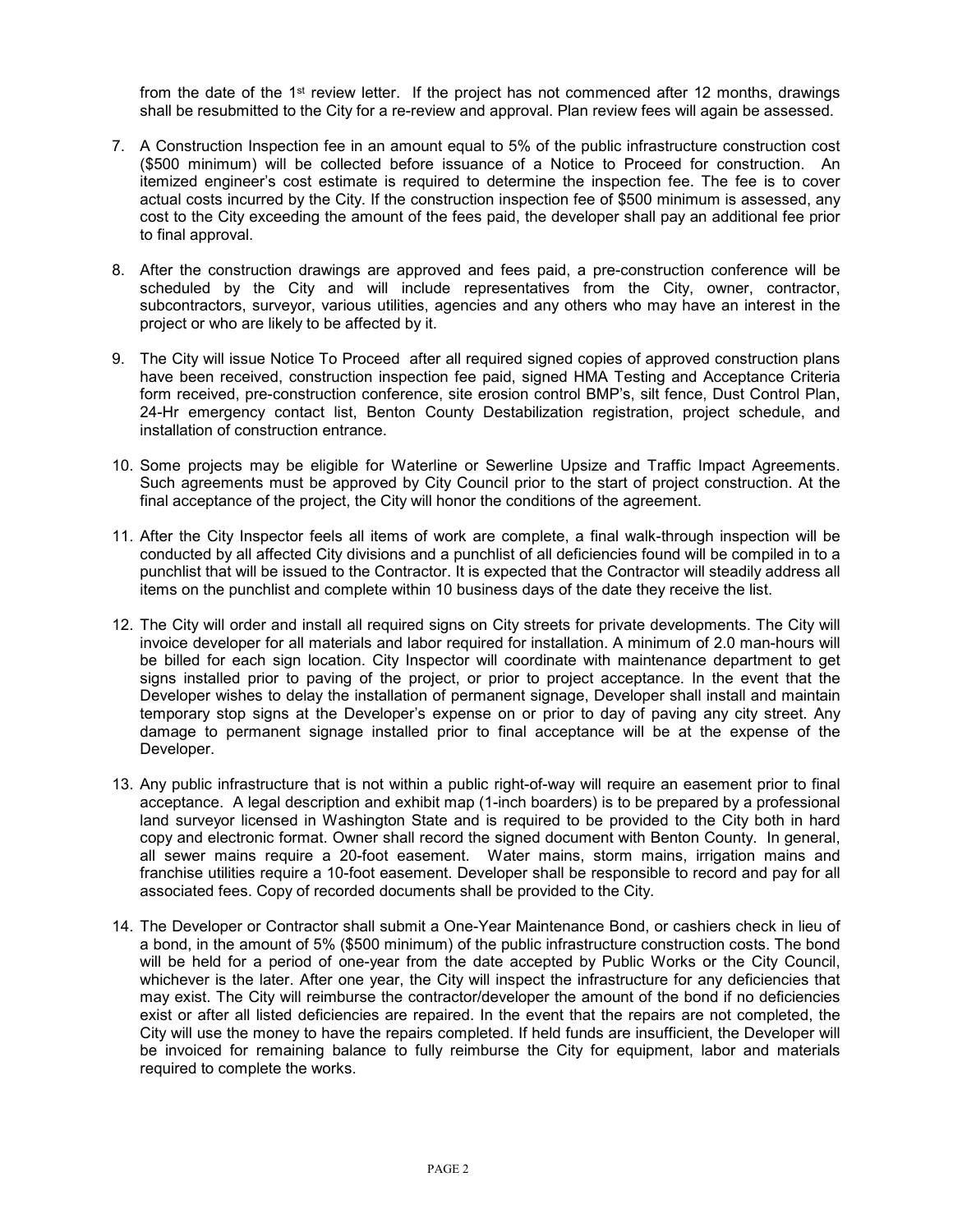from the date of the 1st review letter. If the project has not commenced after 12 months, drawings shall be resubmitted to the City for a re-review and approval. Plan review fees will again be assessed.

7. A Construction Inspection fee in an amount equal to 5% of the public infrastructure construction cost ($500 minimum) will be collected before issuance of a Notice to Proceed for construction. An itemized engineer's cost estimate is required to determine the inspection fee. The fee is to cover actual costs incurred by the City. If the construction inspection fee of $500 minimum is assessed, any cost to the City exceeding the amount of the fees paid, the developer shall pay an additional fee prior to final approval.

8. After the construction drawings are approved and fees paid, a pre-construction conference will be scheduled by the City and will include representatives from the City, owner, contractor, subcontractors, surveyor, various utilities, agencies and any others who may have an interest in the project or who are likely to be affected by it.

9. The City will issue Notice To Proceed after all required signed copies of approved construction plans have been received, construction inspection fee paid, signed HMA Testing and Acceptance Criteria form received, pre-construction conference, site erosion control BMP's, silt fence, Dust Control Plan, 24-Hr emergency contact list, Benton County Destabilization registration, project schedule, and installation of construction entrance.

10. Some projects may be eligible for Waterline or Sewerline Upsize and Traffic Impact Agreements. Such agreements must be approved by City Council prior to the start of project construction. At the final acceptance of the project, the City will honor the conditions of the agreement.

11. After the City Inspector feels all items of work are complete, a final walk-through inspection will be conducted by all affected City divisions and a punchlist of all deficiencies found will be compiled in to a punchlist that will be issued to the Contractor. It is expected that the Contractor will steadily address all items on the punchlist and complete within 10 business days of the date they receive the list.

12. The City will order and install all required signs on City streets for private developments. The City will invoice developer for all materials and labor required for installation. A minimum of 2.0 man-hours will be billed for each sign location. City Inspector will coordinate with maintenance department to get signs installed prior to paving of the project, or prior to project acceptance. In the event that the Developer wishes to delay the installation of permanent signage, Developer shall install and maintain temporary stop signs at the Developer's expense on or prior to day of paving any city street. Any damage to permanent signage installed prior to final acceptance will be at the expense of the Developer.

13. Any public infrastructure that is not within a public right-of-way will require an easement prior to final acceptance. A legal description and exhibit map (1-inch boarders) is to be prepared by a professional land surveyor licensed in Washington State and is required to be provided to the City both in hard copy and electronic format. Owner shall record the signed document with Benton County. In general, all sewer mains require a 20-foot easement. Water mains, storm mains, irrigation mains and franchise utilities require a 10-foot easement. Developer shall be responsible to record and pay for all associated fees. Copy of recorded documents shall be provided to the City.

14. The Developer or Contractor shall submit a One-Year Maintenance Bond, or cashiers check in lieu of a bond, in the amount of 5% ($500 minimum) of the public infrastructure construction costs. The bond will be held for a period of one-year from the date accepted by Public Works or the City Council, whichever is the later. After one year, the City will inspect the infrastructure for any deficiencies that may exist. The City will reimburse the contractor/developer the amount of the bond if no deficiencies exist or after all listed deficiencies are repaired. In the event that the repairs are not completed, the City will use the money to have the repairs completed. If held funds are insufficient, the Developer will be invoiced for remaining balance to fully reimburse the City for equipment, labor and materials required to complete the works.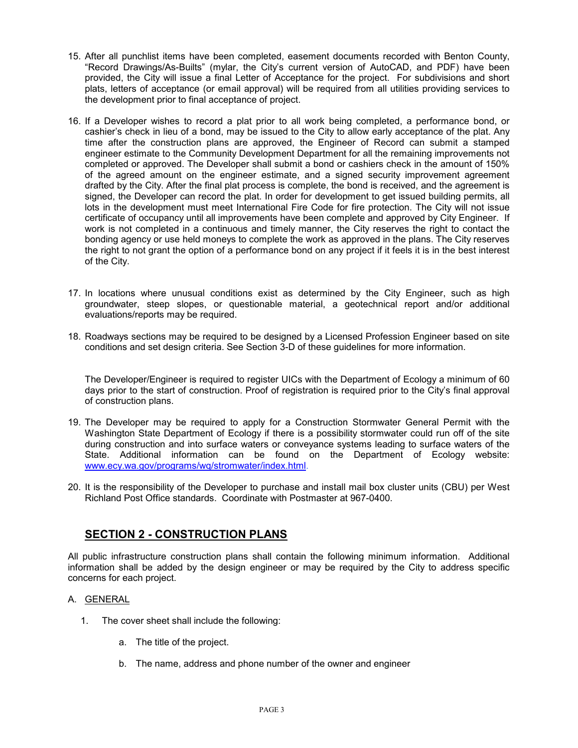15. After all punchlist items have been completed, easement documents recorded with Benton County, "Record Drawings/As-Builts" (mylar, the City's current version of AutoCAD, and PDF) have been provided, the City will issue a final Letter of Acceptance for the project. For subdivisions and short plats, letters of acceptance (or email approval) will be required from all utilities providing services to the development prior to final acceptance of project.

16. If a Developer wishes to record a plat prior to all work being completed, a performance bond, or cashier's check in lieu of a bond, may be issued to the City to allow early acceptance of the plat. Any time after the construction plans are approved, the Engineer of Record can submit a stamped engineer estimate to the Community Development Department for all the remaining improvements not completed or approved. The Developer shall submit a bond or cashiers check in the amount of 150% of the agreed amount on the engineer estimate, and a signed security improvement agreement drafted by the City. After the final plat process is complete, the bond is received, and the agreement is signed, the Developer can record the plat. In order for development to get issued building permits, all lots in the development must meet International Fire Code for fire protection. The City will not issue certificate of occupancy until all improvements have been complete and approved by City Engineer. If work is not completed in a continuous and timely manner, the City reserves the right to contact the bonding agency or use held moneys to complete the work as approved in the plans. The City reserves the right to not grant the option of a performance bond on any project if it feels it is in the best interest of the City.

17. In locations where unusual conditions exist as determined by the City Engineer, such as high groundwater, steep slopes, or questionable material, a geotechnical report and/or additional evaluations/reports may be required.

18. Roadways sections may be required to be designed by a Licensed Profession Engineer based on site conditions and set design criteria. See Section 3-D of these guidelines for more information.

    The Developer/Engineer is required to register UICs with the Department of Ecology a minimum of 60 days prior to the start of construction. Proof of registration is required prior to the City's final approval of construction plans.

19. The Developer may be required to apply for a Construction Stormwater General Permit with the Washington State Department of Ecology if there is a possibility stormwater could run off of the site during construction and into surface waters or conveyance systems leading to surface waters of the State. Additional information can be found on the Department of Ecology website: www.ecy.wa.gov/programs/wq/stromwater/index.html.

20. It is the responsibility of the Developer to purchase and install mail box cluster units (CBU) per West Richland Post Office standards. Coordinate with Postmaster at 967-0400.

## SECTION 2 - CONSTRUCTION PLANS

All public infrastructure construction plans shall contain the following minimum information. Additional information shall be added by the design engineer or may be required by the City to address specific concerns for each project.

A. GENERAL

1. The cover sheet shall include the following:

    a. The title of the project.

    b. The name, address and phone number of the owner and engineer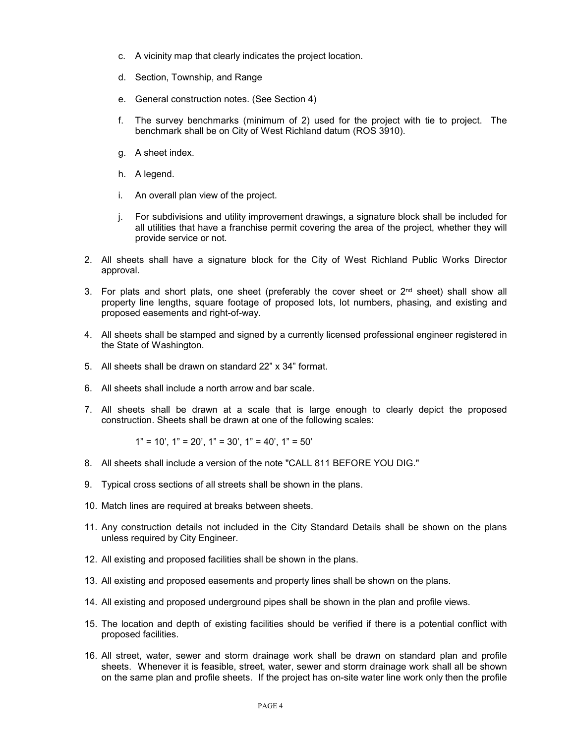c. A vicinity map that clearly indicates the project location.

   d. Section, Township, and Range

   e. General construction notes. (See Section 4)

   f. The survey benchmarks (minimum of 2) used for the project with tie to project. The benchmark shall be on City of West Richland datum (ROS 3910).

   g. A sheet index.

   h. A legend.

   i. An overall plan view of the project.

   j. For subdivisions and utility improvement drawings, a signature block shall be included for all utilities that have a franchise permit covering the area of the project, whether they will provide service or not.

2. All sheets shall have a signature block for the City of West Richland Public Works Director approval.

3. For plats and short plats, one sheet (preferably the cover sheet or 2nd sheet) shall show all property line lengths, square footage of proposed lots, lot numbers, phasing, and existing and proposed easements and right-of-way.

4. All sheets shall be stamped and signed by a currently licensed professional engineer registered in the State of Washington.

5. All sheets shall be drawn on standard 22" x 34" format.

6. All sheets shall include a north arrow and bar scale.

7. All sheets shall be drawn at a scale that is large enough to clearly depict the proposed construction. Sheets shall be drawn at one of the following scales:

   1" = 10', 1" = 20', 1" = 30', 1" = 40', 1" = 50'

8. All sheets shall include a version of the note "CALL 811 BEFORE YOU DIG."

9. Typical cross sections of all streets shall be shown in the plans.

10. Match lines are required at breaks between sheets.

11. Any construction details not included in the City Standard Details shall be shown on the plans unless required by City Engineer.

12. All existing and proposed facilities shall be shown in the plans.

13. All existing and proposed easements and property lines shall be shown on the plans.

14. All existing and proposed underground pipes shall be shown in the plan and profile views.

15. The location and depth of existing facilities should be verified if there is a potential conflict with proposed facilities.

16. All street, water, sewer and storm drainage work shall be drawn on standard plan and profile sheets. Whenever it is feasible, street, water, sewer and storm drainage work shall all be shown on the same plan and profile sheets. If the project has on-site water line work only then the profile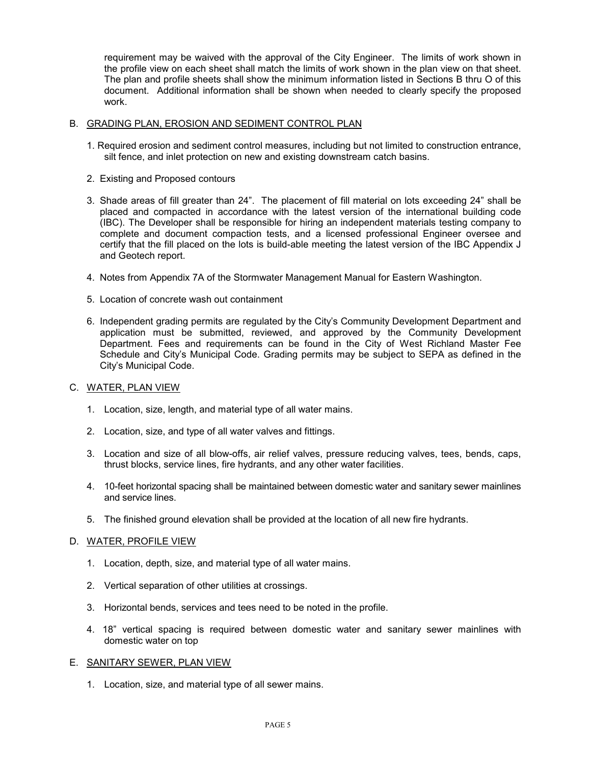requirement may be waived with the approval of the City Engineer. The limits of work shown in the profile view on each sheet shall match the limits of work shown in the plan view on that sheet. The plan and profile sheets shall show the minimum information listed in Sections B thru O of this document. Additional information shall be shown when needed to clearly specify the proposed work.

B. <u>GRADING PLAN, EROSION AND SEDIMENT CONTROL PLAN</u>

1. Required erosion and sediment control measures, including but not limited to construction entrance, silt fence, and inlet protection on new and existing downstream catch basins.

2. Existing and Proposed contours

3. Shade areas of fill greater than 24". The placement of fill material on lots exceeding 24" shall be placed and compacted in accordance with the latest version of the international building code (IBC). The Developer shall be responsible for hiring an independent materials testing company to complete and document compaction tests, and a licensed professional Engineer oversee and certify that the fill placed on the lots is build-able meeting the latest version of the IBC Appendix J and Geotech report.

4. Notes from Appendix 7A of the Stormwater Management Manual for Eastern Washington.

5. Location of concrete wash out containment

6. Independent grading permits are regulated by the City's Community Development Department and application must be submitted, reviewed, and approved by the Community Development Department. Fees and requirements can be found in the City of West Richland Master Fee Schedule and City's Municipal Code. Grading permits may be subject to SEPA as defined in the City's Municipal Code.

C. <u>WATER, PLAN VIEW</u>

1. Location, size, length, and material type of all water mains.

2. Location, size, and type of all water valves and fittings.

3. Location and size of all blow-offs, air relief valves, pressure reducing valves, tees, bends, caps, thrust blocks, service lines, fire hydrants, and any other water facilities.

4. 10-feet horizontal spacing shall be maintained between domestic water and sanitary sewer mainlines and service lines.

5. The finished ground elevation shall be provided at the location of all new fire hydrants.

D. <u>WATER, PROFILE VIEW</u>

1. Location, depth, size, and material type of all water mains.

2. Vertical separation of other utilities at crossings.

3. Horizontal bends, services and tees need to be noted in the profile.

4. 18" vertical spacing is required between domestic water and sanitary sewer mainlines with domestic water on top

E. <u>SANITARY SEWER, PLAN VIEW</u>

1. Location, size, and material type of all sewer mains.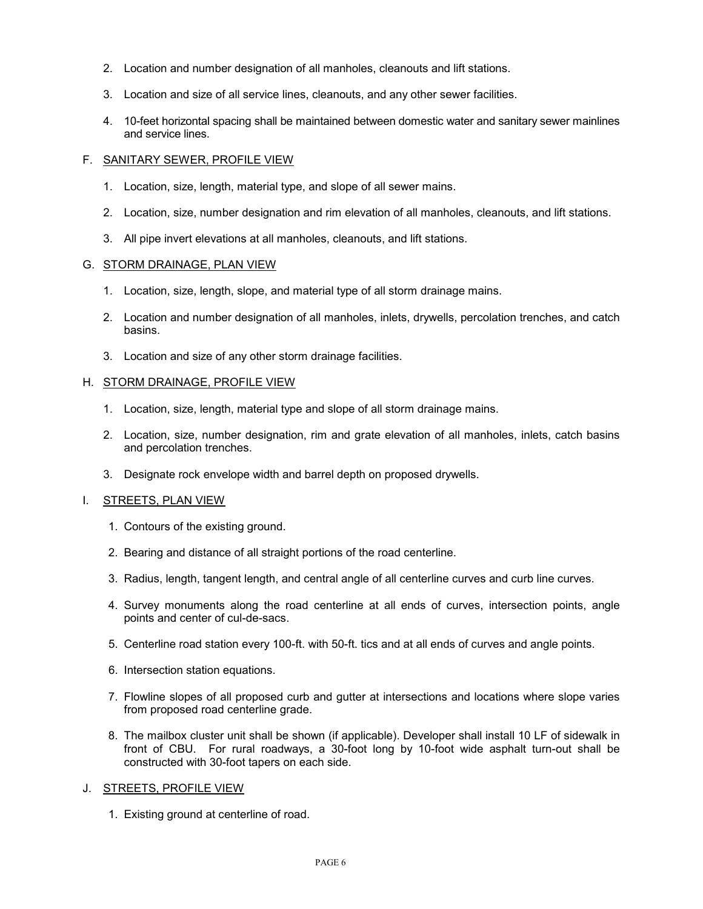2. Location and number designation of all manholes, cleanouts and lift stations.

3. Location and size of all service lines, cleanouts, and any other sewer facilities.

4. 10-feet horizontal spacing shall be maintained between domestic water and sanitary sewer mainlines and service lines.

F. <u>SANITARY SEWER, PROFILE VIEW</u>

1. Location, size, length, material type, and slope of all sewer mains.

2. Location, size, number designation and rim elevation of all manholes, cleanouts, and lift stations.

3. All pipe invert elevations at all manholes, cleanouts, and lift stations.

G. <u>STORM DRAINAGE, PLAN VIEW</u>

1. Location, size, length, slope, and material type of all storm drainage mains.

2. Location and number designation of all manholes, inlets, drywells, percolation trenches, and catch basins.

3. Location and size of any other storm drainage facilities.

H. <u>STORM DRAINAGE, PROFILE VIEW</u>

1. Location, size, length, material type and slope of all storm drainage mains.

2. Location, size, number designation, rim and grate elevation of all manholes, inlets, catch basins and percolation trenches.

3. Designate rock envelope width and barrel depth on proposed drywells.

I. <u>STREETS, PLAN VIEW</u>

1. Contours of the existing ground.

2. Bearing and distance of all straight portions of the road centerline.

3. Radius, length, tangent length, and central angle of all centerline curves and curb line curves.

4. Survey monuments along the road centerline at all ends of curves, intersection points, angle points and center of cul-de-sacs.

5. Centerline road station every 100-ft. with 50-ft. tics and at all ends of curves and angle points.

6. Intersection station equations.

7. Flowline slopes of all proposed curb and gutter at intersections and locations where slope varies from proposed road centerline grade.

8. The mailbox cluster unit shall be shown (if applicable). Developer shall install 10 LF of sidewalk in front of CBU. For rural roadways, a 30-foot long by 10-foot wide asphalt turn-out shall be constructed with 30-foot tapers on each side.

J. <u>STREETS, PROFILE VIEW</u>

1. Existing ground at centerline of road.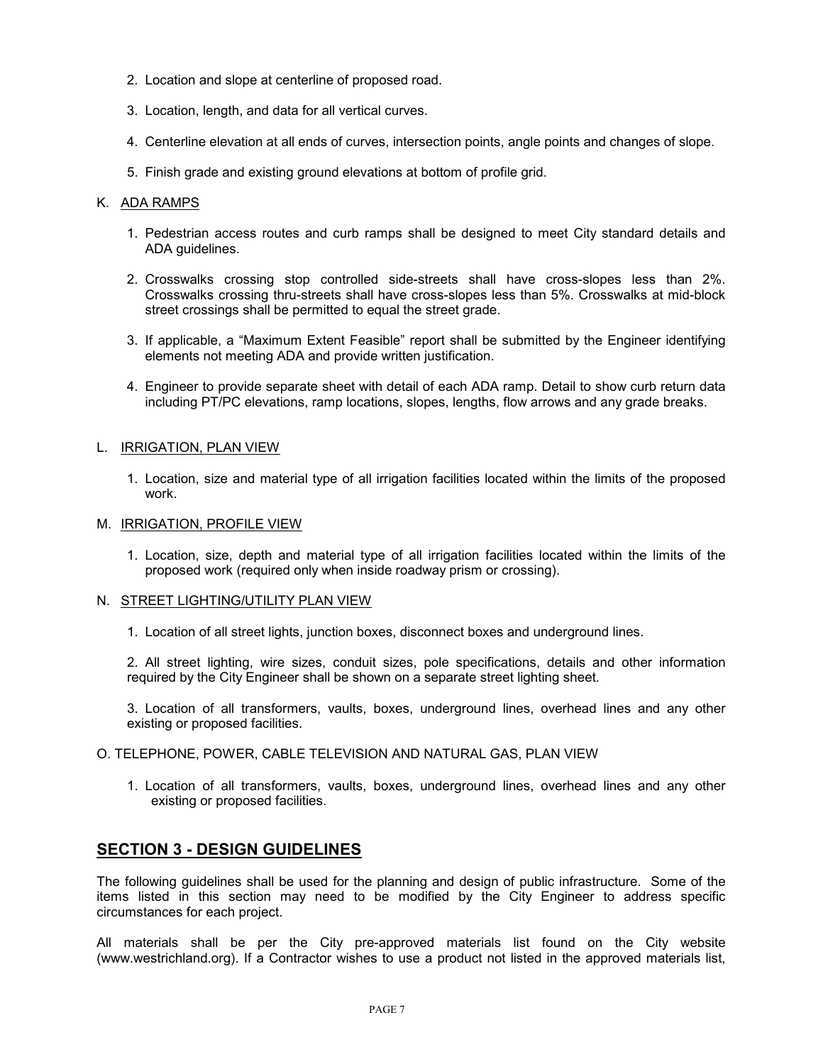2. Location and slope at centerline of proposed road.

3. Location, length, and data for all vertical curves.

4. Centerline elevation at all ends of curves, intersection points, angle points and changes of slope.

5. Finish grade and existing ground elevations at bottom of profile grid.

K. <u>ADA RAMPS</u>

1. Pedestrian access routes and curb ramps shall be designed to meet City standard details and ADA guidelines.

2. Crosswalks crossing stop controlled side-streets shall have cross-slopes less than 2%. Crosswalks crossing thru-streets shall have cross-slopes less than 5%. Crosswalks at mid-block street crossings shall be permitted to equal the street grade.

3. If applicable, a "Maximum Extent Feasible" report shall be submitted by the Engineer identifying elements not meeting ADA and provide written justification.

4. Engineer to provide separate sheet with detail of each ADA ramp. Detail to show curb return data including PT/PC elevations, ramp locations, slopes, lengths, flow arrows and any grade breaks.

L. <u>IRRIGATION, PLAN VIEW</u>

1. Location, size and material type of all irrigation facilities located within the limits of the proposed work.

M. <u>IRRIGATION, PROFILE VIEW</u>

1. Location, size, depth and material type of all irrigation facilities located within the limits of the proposed work (required only when inside roadway prism or crossing).

N. <u>STREET LIGHTING/UTILITY PLAN VIEW</u>

1. Location of all street lights, junction boxes, disconnect boxes and underground lines.

2. All street lighting, wire sizes, conduit sizes, pole specifications, details and other information required by the City Engineer shall be shown on a separate street lighting sheet.

3. Location of all transformers, vaults, boxes, underground lines, overhead lines and any other existing or proposed facilities.

O. TELEPHONE, POWER, CABLE TELEVISION AND NATURAL GAS, PLAN VIEW

1. Location of all transformers, vaults, boxes, underground lines, overhead lines and any other existing or proposed facilities.

## SECTION 3 - DESIGN GUIDELINES

The following guidelines shall be used for the planning and design of public infrastructure. Some of the items listed in this section may need to be modified by the City Engineer to address specific circumstances for each project.

All materials shall be per the City pre-approved materials list found on the City website (www.westrichland.org). If a Contractor wishes to use a product not listed in the approved materials list,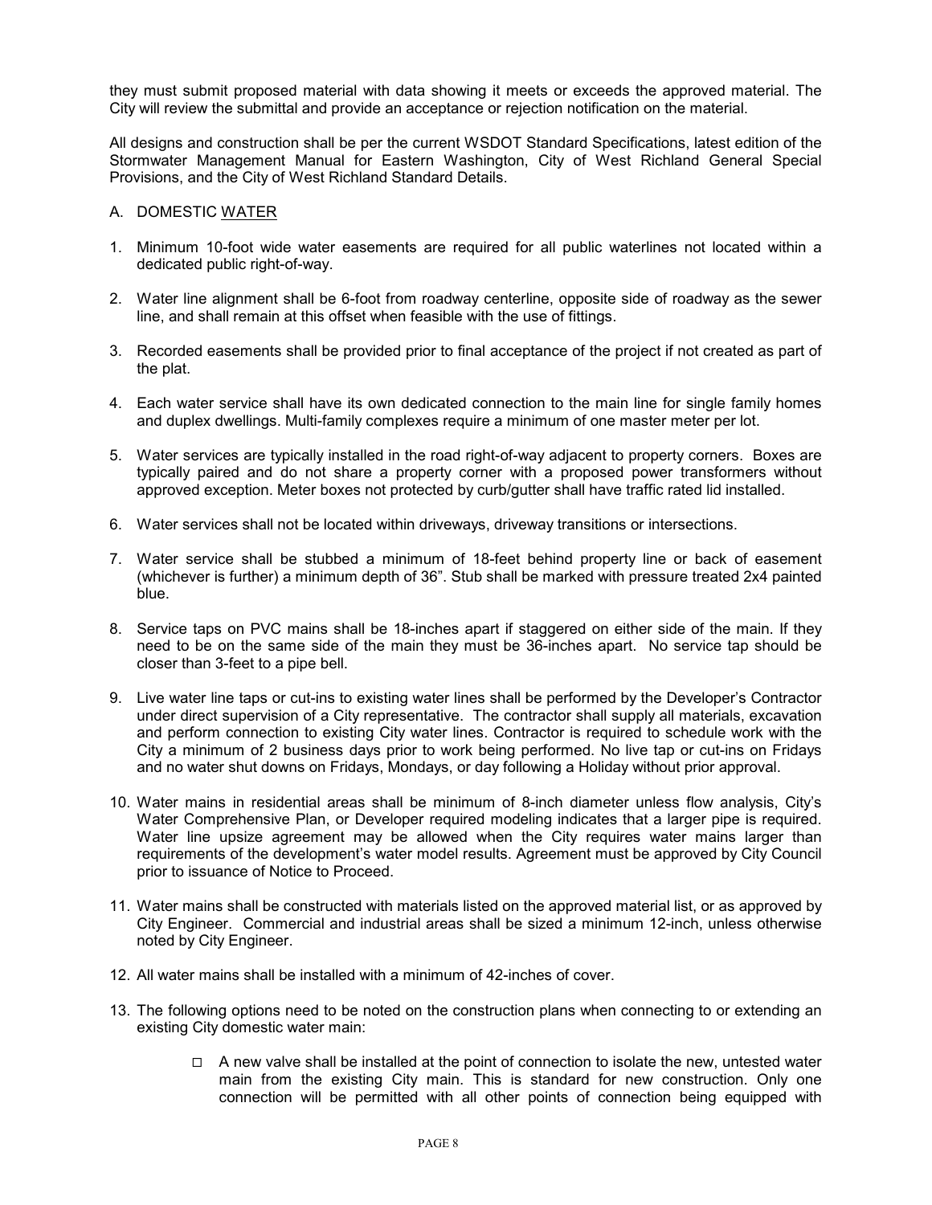they must submit proposed material with data showing it meets or exceeds the approved material. The City will review the submittal and provide an acceptance or rejection notification on the material.

All designs and construction shall be per the current WSDOT Standard Specifications, latest edition of the Stormwater Management Manual for Eastern Washington, City of West Richland General Special Provisions, and the City of West Richland Standard Details.

A. DOMESTIC WATER

1. Minimum 10-foot wide water easements are required for all public waterlines not located within a dedicated public right-of-way.

2. Water line alignment shall be 6-foot from roadway centerline, opposite side of roadway as the sewer line, and shall remain at this offset when feasible with the use of fittings.

3. Recorded easements shall be provided prior to final acceptance of the project if not created as part of the plat.

4. Each water service shall have its own dedicated connection to the main line for single family homes and duplex dwellings. Multi-family complexes require a minimum of one master meter per lot.

5. Water services are typically installed in the road right-of-way adjacent to property corners. Boxes are typically paired and do not share a property corner with a proposed power transformers without approved exception. Meter boxes not protected by curb/gutter shall have traffic rated lid installed.

6. Water services shall not be located within driveways, driveway transitions or intersections.

7. Water service shall be stubbed a minimum of 18-feet behind property line or back of easement (whichever is further) a minimum depth of 36". Stub shall be marked with pressure treated 2x4 painted blue.

8. Service taps on PVC mains shall be 18-inches apart if staggered on either side of the main. If they need to be on the same side of the main they must be 36-inches apart. No service tap should be closer than 3-feet to a pipe bell.

9. Live water line taps or cut-ins to existing water lines shall be performed by the Developer's Contractor under direct supervision of a City representative. The contractor shall supply all materials, excavation and perform connection to existing City water lines. Contractor is required to schedule work with the City a minimum of 2 business days prior to work being performed. No live tap or cut-ins on Fridays and no water shut downs on Fridays, Mondays, or day following a Holiday without prior approval.

10. Water mains in residential areas shall be minimum of 8-inch diameter unless flow analysis, City's Water Comprehensive Plan, or Developer required modeling indicates that a larger pipe is required. Water line upsize agreement may be allowed when the City requires water mains larger than requirements of the development's water model results. Agreement must be approved by City Council prior to issuance of Notice to Proceed.

11. Water mains shall be constructed with materials listed on the approved material list, or as approved by City Engineer. Commercial and industrial areas shall be sized a minimum 12-inch, unless otherwise noted by City Engineer.

12. All water mains shall be installed with a minimum of 42-inches of cover.

13. The following options need to be noted on the construction plans when connecting to or extending an existing City domestic water main:

    - ☐ A new valve shall be installed at the point of connection to isolate the new, untested water main from the existing City main. This is standard for new construction. Only one connection will be permitted with all other points of connection being equipped with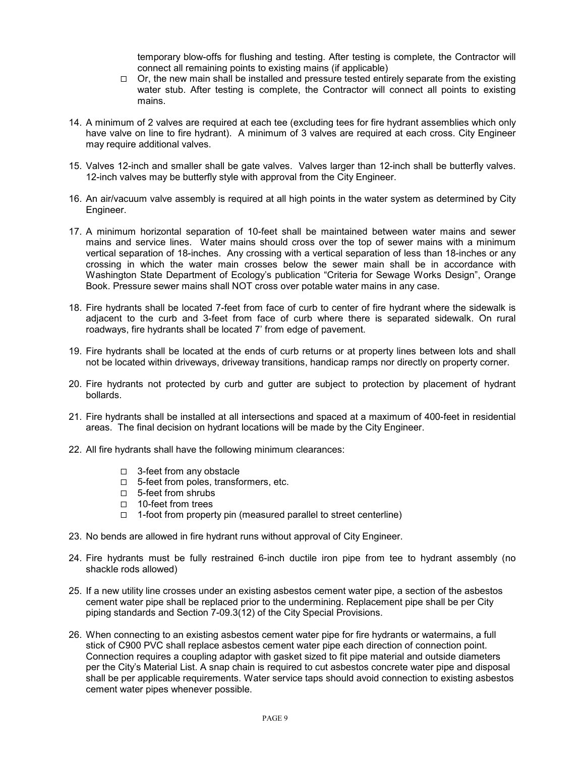temporary blow-offs for flushing and testing. After testing is complete, the Contractor will connect all remaining points to existing mains (if applicable)

- Or, the new main shall be installed and pressure tested entirely separate from the existing water stub. After testing is complete, the Contractor will connect all points to existing mains.

14. A minimum of 2 valves are required at each tee (excluding tees for fire hydrant assemblies which only have valve on line to fire hydrant). A minimum of 3 valves are required at each cross. City Engineer may require additional valves.

15. Valves 12-inch and smaller shall be gate valves. Valves larger than 12-inch shall be butterfly valves. 12-inch valves may be butterfly style with approval from the City Engineer.

16. An air/vacuum valve assembly is required at all high points in the water system as determined by City Engineer.

17. A minimum horizontal separation of 10-feet shall be maintained between water mains and sewer mains and service lines. Water mains should cross over the top of sewer mains with a minimum vertical separation of 18-inches. Any crossing with a vertical separation of less than 18-inches or any crossing in which the water main crosses below the sewer main shall be in accordance with Washington State Department of Ecology's publication "Criteria for Sewage Works Design", Orange Book. Pressure sewer mains shall NOT cross over potable water mains in any case.

18. Fire hydrants shall be located 7-feet from face of curb to center of fire hydrant where the sidewalk is adjacent to the curb and 3-feet from face of curb where there is separated sidewalk. On rural roadways, fire hydrants shall be located 7' from edge of pavement.

19. Fire hydrants shall be located at the ends of curb returns or at property lines between lots and shall not be located within driveways, driveway transitions, handicap ramps nor directly on property corner.

20. Fire hydrants not protected by curb and gutter are subject to protection by placement of hydrant bollards.

21. Fire hydrants shall be installed at all intersections and spaced at a maximum of 400-feet in residential areas. The final decision on hydrant locations will be made by the City Engineer.

22. All fire hydrants shall have the following minimum clearances:

    - 3-feet from any obstacle
    - 5-feet from poles, transformers, etc.
    - 5-feet from shrubs
    - 10-feet from trees
    - 1-foot from property pin (measured parallel to street centerline)

23. No bends are allowed in fire hydrant runs without approval of City Engineer.

24. Fire hydrants must be fully restrained 6-inch ductile iron pipe from tee to hydrant assembly (no shackle rods allowed)

25. If a new utility line crosses under an existing asbestos cement water pipe, a section of the asbestos cement water pipe shall be replaced prior to the undermining. Replacement pipe shall be per City piping standards and Section 7-09.3(12) of the City Special Provisions.

26. When connecting to an existing asbestos cement water pipe for fire hydrants or watermains, a full stick of C900 PVC shall replace asbestos cement water pipe each direction of connection point. Connection requires a coupling adaptor with gasket sized to fit pipe material and outside diameters per the City's Material List. A snap chain is required to cut asbestos concrete water pipe and disposal shall be per applicable requirements. Water service taps should avoid connection to existing asbestos cement water pipes whenever possible.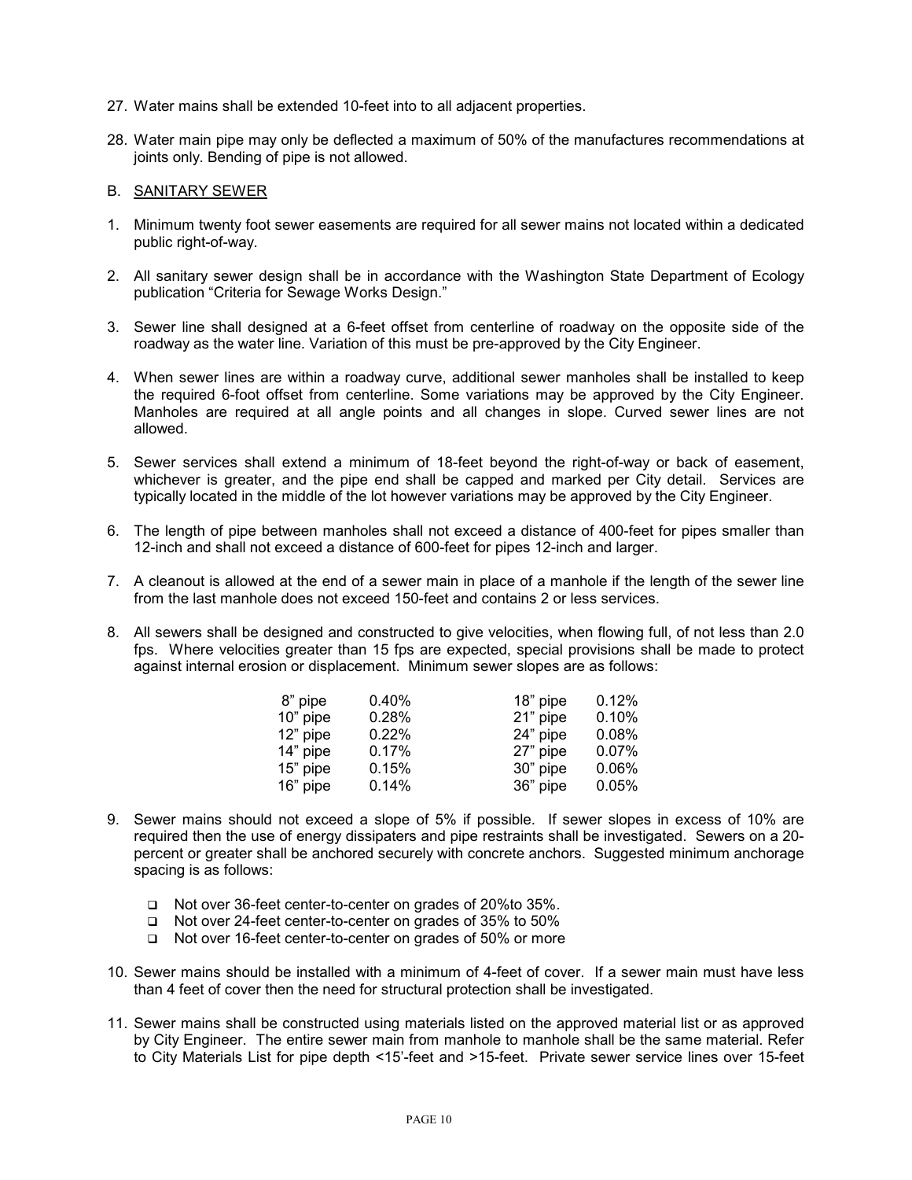27. Water mains shall be extended 10-feet into to all adjacent properties.

28. Water main pipe may only be deflected a maximum of 50% of the manufactures recommendations at joints only. Bending of pipe is not allowed.

## B. SANITARY SEWER

1. Minimum twenty foot sewer easements are required for all sewer mains not located within a dedicated public right-of-way.

2. All sanitary sewer design shall be in accordance with the Washington State Department of Ecology publication "Criteria for Sewage Works Design."

3. Sewer line shall designed at a 6-feet offset from centerline of roadway on the opposite side of the roadway as the water line. Variation of this must be pre-approved by the City Engineer.

4. When sewer lines are within a roadway curve, additional sewer manholes shall be installed to keep the required 6-foot offset from centerline. Some variations may be approved by the City Engineer. Manholes are required at all angle points and all changes in slope. Curved sewer lines are not allowed.

5. Sewer services shall extend a minimum of 18-feet beyond the right-of-way or back of easement, whichever is greater, and the pipe end shall be capped and marked per City detail. Services are typically located in the middle of the lot however variations may be approved by the City Engineer.

6. The length of pipe between manholes shall not exceed a distance of 400-feet for pipes smaller than 12-inch and shall not exceed a distance of 600-feet for pipes 12-inch and larger.

7. A cleanout is allowed at the end of a sewer main in place of a manhole if the length of the sewer line from the last manhole does not exceed 150-feet and contains 2 or less services.

8. All sewers shall be designed and constructed to give velocities, when flowing full, of not less than 2.0 fps. Where velocities greater than 15 fps are expected, special provisions shall be made to protect against internal erosion or displacement. Minimum sewer slopes are as follows:

| | | | |
|---|---|---|---|
| 8" pipe | 0.40% | 18" pipe | 0.12% |
| 10" pipe | 0.28% | 21" pipe | 0.10% |
| 12" pipe | 0.22% | 24" pipe | 0.08% |
| 14" pipe | 0.17% | 27" pipe | 0.07% |
| 15" pipe | 0.15% | 30" pipe | 0.06% |
| 16" pipe | 0.14% | 36" pipe | 0.05% |

9. Sewer mains should not exceed a slope of 5% if possible. If sewer slopes in excess of 10% are required then the use of energy dissipaters and pipe restraints shall be investigated. Sewers on a 20-percent or greater shall be anchored securely with concrete anchors. Suggested minimum anchorage spacing is as follows:

   - Not over 36-feet center-to-center on grades of 20%to 35%.
   - Not over 24-feet center-to-center on grades of 35% to 50%
   - Not over 16-feet center-to-center on grades of 50% or more

10. Sewer mains should be installed with a minimum of 4-feet of cover. If a sewer main must have less than 4 feet of cover then the need for structural protection shall be investigated.

11. Sewer mains shall be constructed using materials listed on the approved material list or as approved by City Engineer. The entire sewer main from manhole to manhole shall be the same material. Refer to City Materials List for pipe depth <15'-feet and >15-feet. Private sewer service lines over 15-feet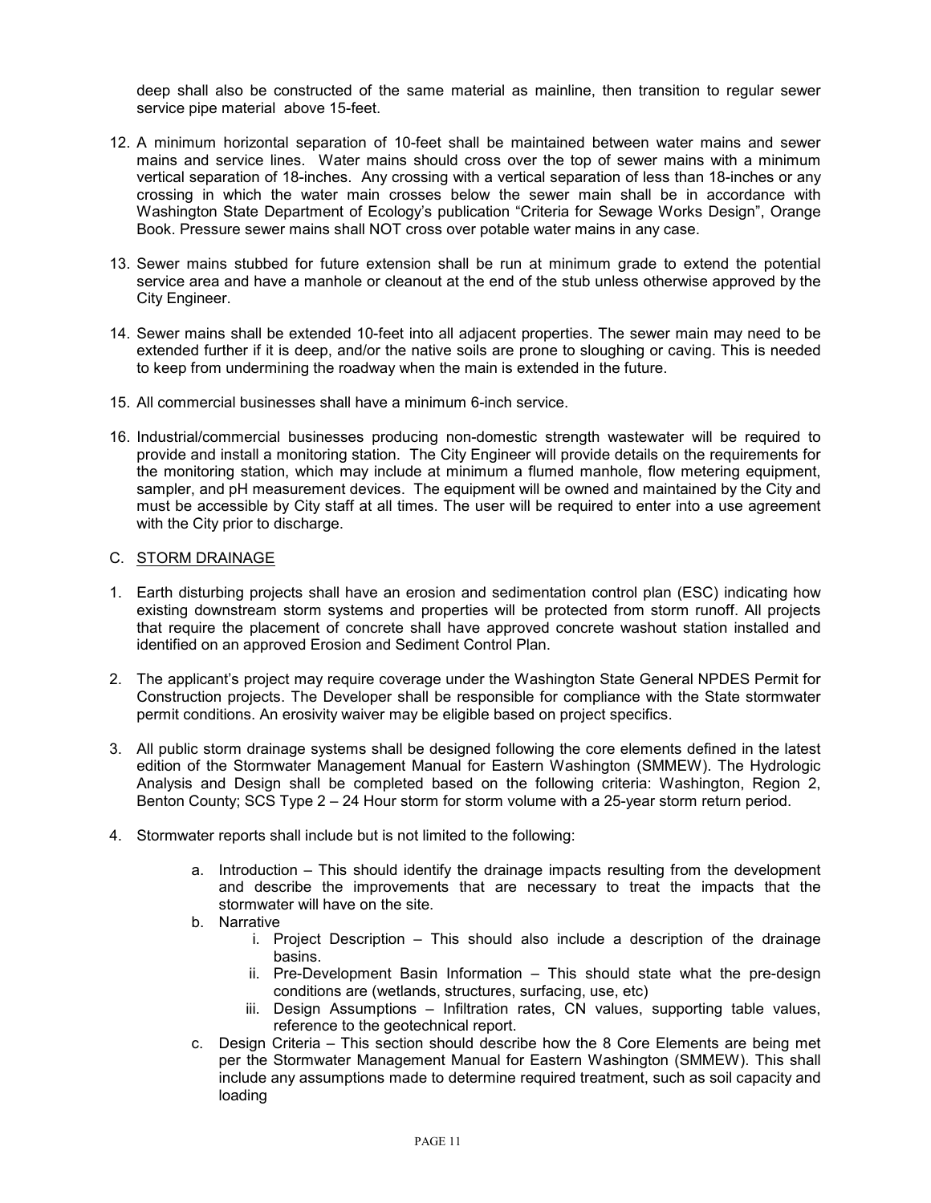deep shall also be constructed of the same material as mainline, then transition to regular sewer service pipe material above 15-feet.

12. A minimum horizontal separation of 10-feet shall be maintained between water mains and sewer mains and service lines. Water mains should cross over the top of sewer mains with a minimum vertical separation of 18-inches. Any crossing with a vertical separation of less than 18-inches or any crossing in which the water main crosses below the sewer main shall be in accordance with Washington State Department of Ecology's publication "Criteria for Sewage Works Design", Orange Book. Pressure sewer mains shall NOT cross over potable water mains in any case.

13. Sewer mains stubbed for future extension shall be run at minimum grade to extend the potential service area and have a manhole or cleanout at the end of the stub unless otherwise approved by the City Engineer.

14. Sewer mains shall be extended 10-feet into all adjacent properties. The sewer main may need to be extended further if it is deep, and/or the native soils are prone to sloughing or caving. This is needed to keep from undermining the roadway when the main is extended in the future.

15. All commercial businesses shall have a minimum 6-inch service.

16. Industrial/commercial businesses producing non-domestic strength wastewater will be required to provide and install a monitoring station. The City Engineer will provide details on the requirements for the monitoring station, which may include at minimum a flumed manhole, flow metering equipment, sampler, and pH measurement devices. The equipment will be owned and maintained by the City and must be accessible by City staff at all times. The user will be required to enter into a use agreement with the City prior to discharge.

C. STORM DRAINAGE

1. Earth disturbing projects shall have an erosion and sedimentation control plan (ESC) indicating how existing downstream storm systems and properties will be protected from storm runoff. All projects that require the placement of concrete shall have approved concrete washout station installed and identified on an approved Erosion and Sediment Control Plan.

2. The applicant's project may require coverage under the Washington State General NPDES Permit for Construction projects. The Developer shall be responsible for compliance with the State stormwater permit conditions. An erosivity waiver may be eligible based on project specifics.

3. All public storm drainage systems shall be designed following the core elements defined in the latest edition of the Stormwater Management Manual for Eastern Washington (SMMEW). The Hydrologic Analysis and Design shall be completed based on the following criteria: Washington, Region 2, Benton County; SCS Type 2 – 24 Hour storm for storm volume with a 25-year storm return period.

4. Stormwater reports shall include but is not limited to the following:

    a. Introduction – This should identify the drainage impacts resulting from the development and describe the improvements that are necessary to treat the impacts that the stormwater will have on the site.
    b. Narrative
        i. Project Description – This should also include a description of the drainage basins.
        ii. Pre-Development Basin Information – This should state what the pre-design conditions are (wetlands, structures, surfacing, use, etc)
        iii. Design Assumptions – Infiltration rates, CN values, supporting table values, reference to the geotechnical report.
    c. Design Criteria – This section should describe how the 8 Core Elements are being met per the Stormwater Management Manual for Eastern Washington (SMMEW). This shall include any assumptions made to determine required treatment, such as soil capacity and loading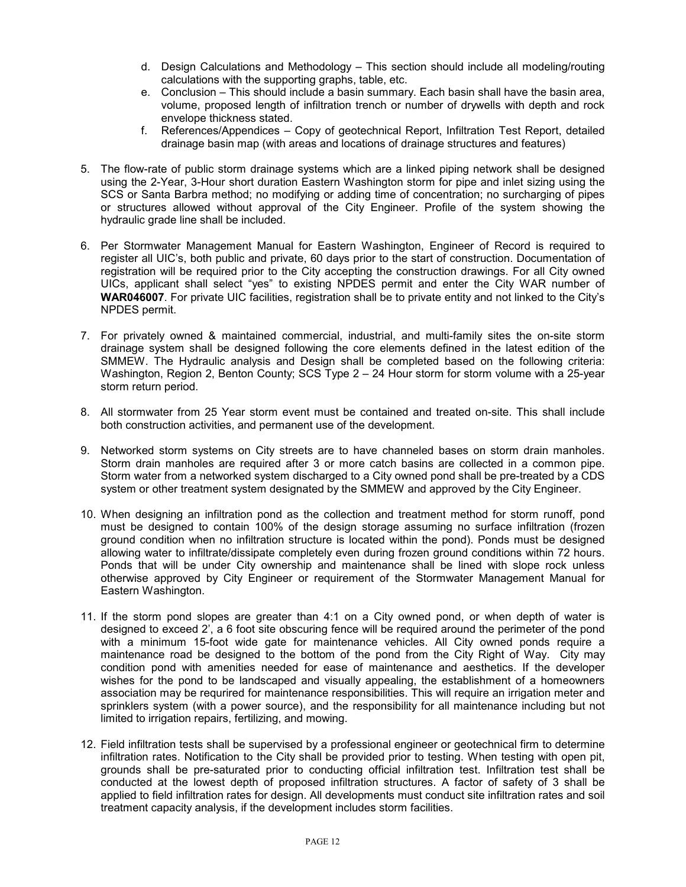d. Design Calculations and Methodology – This section should include all modeling/routing calculations with the supporting graphs, table, etc.
   e. Conclusion – This should include a basin summary. Each basin shall have the basin area, volume, proposed length of infiltration trench or number of drywells with depth and rock envelope thickness stated.
   f. References/Appendices – Copy of geotechnical Report, Infiltration Test Report, detailed drainage basin map (with areas and locations of drainage structures and features)

5. The flow-rate of public storm drainage systems which are a linked piping network shall be designed using the 2-Year, 3-Hour short duration Eastern Washington storm for pipe and inlet sizing using the SCS or Santa Barbra method; no modifying or adding time of concentration; no surcharging of pipes or structures allowed without approval of the City Engineer. Profile of the system showing the hydraulic grade line shall be included.

6. Per Stormwater Management Manual for Eastern Washington, Engineer of Record is required to register all UIC's, both public and private, 60 days prior to the start of construction. Documentation of registration will be required prior to the City accepting the construction drawings. For all City owned UICs, applicant shall select "yes" to existing NPDES permit and enter the City WAR number of **WAR046007**. For private UIC facilities, registration shall be to private entity and not linked to the City's NPDES permit.

7. For privately owned & maintained commercial, industrial, and multi-family sites the on-site storm drainage system shall be designed following the core elements defined in the latest edition of the SMMEW. The Hydraulic analysis and Design shall be completed based on the following criteria: Washington, Region 2, Benton County; SCS Type 2 – 24 Hour storm for storm volume with a 25-year storm return period.

8. All stormwater from 25 Year storm event must be contained and treated on-site. This shall include both construction activities, and permanent use of the development.

9. Networked storm systems on City streets are to have channeled bases on storm drain manholes. Storm drain manholes are required after 3 or more catch basins are collected in a common pipe. Storm water from a networked system discharged to a City owned pond shall be pre-treated by a CDS system or other treatment system designated by the SMMEW and approved by the City Engineer.

10. When designing an infiltration pond as the collection and treatment method for storm runoff, pond must be designed to contain 100% of the design storage assuming no surface infiltration (frozen ground condition when no infiltration structure is located within the pond). Ponds must be designed allowing water to infiltrate/dissipate completely even during frozen ground conditions within 72 hours. Ponds that will be under City ownership and maintenance shall be lined with slope rock unless otherwise approved by City Engineer or requirement of the Stormwater Management Manual for Eastern Washington.

11. If the storm pond slopes are greater than 4:1 on a City owned pond, or when depth of water is designed to exceed 2', a 6 foot site obscuring fence will be required around the perimeter of the pond with a minimum 15-foot wide gate for maintenance vehicles. All City owned ponds require a maintenance road be designed to the bottom of the pond from the City Right of Way. City may condition pond with amenities needed for ease of maintenance and aesthetics. If the developer wishes for the pond to be landscaped and visually appealing, the establishment of a homeowners association may be requrired for maintenance responsibilities. This will require an irrigation meter and sprinklers system (with a power source), and the responsibility for all maintenance including but not limited to irrigation repairs, fertilizing, and mowing.

12. Field infiltration tests shall be supervised by a professional engineer or geotechnical firm to determine infiltration rates. Notification to the City shall be provided prior to testing. When testing with open pit, grounds shall be pre-saturated prior to conducting official infiltration test. Infiltration test shall be conducted at the lowest depth of proposed infiltration structures. A factor of safety of 3 shall be applied to field infiltration rates for design. All developments must conduct site infiltration rates and soil treatment capacity analysis, if the development includes storm facilities.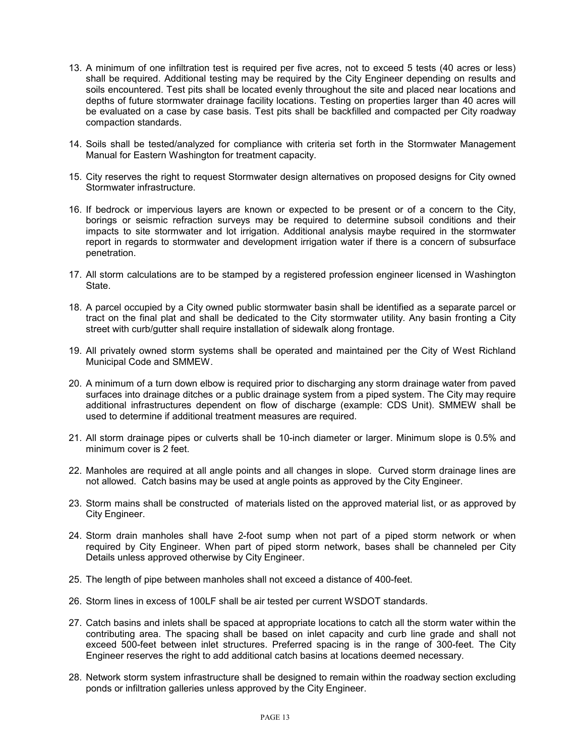13. A minimum of one infiltration test is required per five acres, not to exceed 5 tests (40 acres or less) shall be required. Additional testing may be required by the City Engineer depending on results and soils encountered. Test pits shall be located evenly throughout the site and placed near locations and depths of future stormwater drainage facility locations. Testing on properties larger than 40 acres will be evaluated on a case by case basis. Test pits shall be backfilled and compacted per City roadway compaction standards.

14. Soils shall be tested/analyzed for compliance with criteria set forth in the Stormwater Management Manual for Eastern Washington for treatment capacity.

15. City reserves the right to request Stormwater design alternatives on proposed designs for City owned Stormwater infrastructure.

16. If bedrock or impervious layers are known or expected to be present or of a concern to the City, borings or seismic refraction surveys may be required to determine subsoil conditions and their impacts to site stormwater and lot irrigation. Additional analysis maybe required in the stormwater report in regards to stormwater and development irrigation water if there is a concern of subsurface penetration.

17. All storm calculations are to be stamped by a registered profession engineer licensed in Washington State.

18. A parcel occupied by a City owned public stormwater basin shall be identified as a separate parcel or tract on the final plat and shall be dedicated to the City stormwater utility. Any basin fronting a City street with curb/gutter shall require installation of sidewalk along frontage.

19. All privately owned storm systems shall be operated and maintained per the City of West Richland Municipal Code and SMMEW.

20. A minimum of a turn down elbow is required prior to discharging any storm drainage water from paved surfaces into drainage ditches or a public drainage system from a piped system. The City may require additional infrastructures dependent on flow of discharge (example: CDS Unit). SMMEW shall be used to determine if additional treatment measures are required.

21. All storm drainage pipes or culverts shall be 10-inch diameter or larger. Minimum slope is 0.5% and minimum cover is 2 feet.

22. Manholes are required at all angle points and all changes in slope. Curved storm drainage lines are not allowed. Catch basins may be used at angle points as approved by the City Engineer.

23. Storm mains shall be constructed of materials listed on the approved material list, or as approved by City Engineer.

24. Storm drain manholes shall have 2-foot sump when not part of a piped storm network or when required by City Engineer. When part of piped storm network, bases shall be channeled per City Details unless approved otherwise by City Engineer.

25. The length of pipe between manholes shall not exceed a distance of 400-feet.

26. Storm lines in excess of 100LF shall be air tested per current WSDOT standards.

27. Catch basins and inlets shall be spaced at appropriate locations to catch all the storm water within the contributing area. The spacing shall be based on inlet capacity and curb line grade and shall not exceed 500-feet between inlet structures. Preferred spacing is in the range of 300-feet. The City Engineer reserves the right to add additional catch basins at locations deemed necessary.

28. Network storm system infrastructure shall be designed to remain within the roadway section excluding ponds or infiltration galleries unless approved by the City Engineer.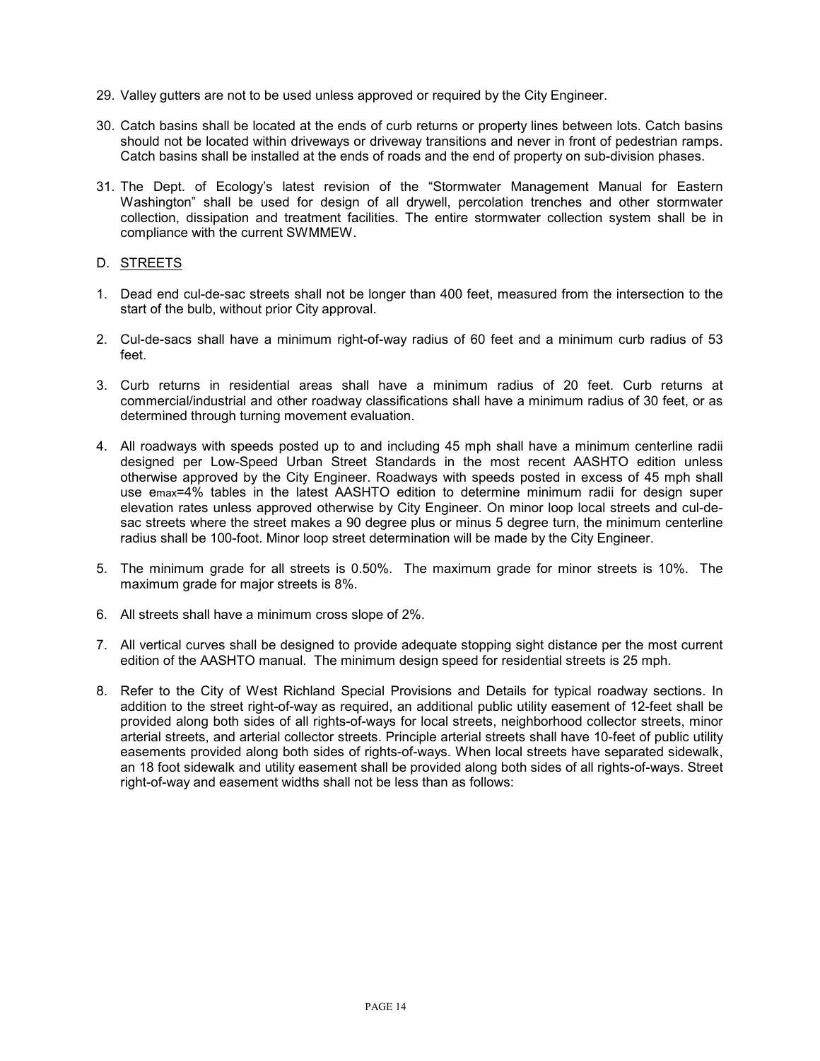29. Valley gutters are not to be used unless approved or required by the City Engineer.

30. Catch basins shall be located at the ends of curb returns or property lines between lots. Catch basins should not be located within driveways or driveway transitions and never in front of pedestrian ramps. Catch basins shall be installed at the ends of roads and the end of property on sub-division phases.

31. The Dept. of Ecology's latest revision of the "Stormwater Management Manual for Eastern Washington" shall be used for design of all drywell, percolation trenches and other stormwater collection, dissipation and treatment facilities. The entire stormwater collection system shall be in compliance with the current SWMMEW.

D. <u>STREETS</u>

1. Dead end cul-de-sac streets shall not be longer than 400 feet, measured from the intersection to the start of the bulb, without prior City approval.

2. Cul-de-sacs shall have a minimum right-of-way radius of 60 feet and a minimum curb radius of 53 feet.

3. Curb returns in residential areas shall have a minimum radius of 20 feet. Curb returns at commercial/industrial and other roadway classifications shall have a minimum radius of 30 feet, or as determined through turning movement evaluation.

4. All roadways with speeds posted up to and including 45 mph shall have a minimum centerline radii designed per Low-Speed Urban Street Standards in the most recent AASHTO edition unless otherwise approved by the City Engineer. Roadways with speeds posted in excess of 45 mph shall use $e_{max}$=4% tables in the latest AASHTO edition to determine minimum radii for design super elevation rates unless approved otherwise by City Engineer. On minor loop local streets and cul-de-sac streets where the street makes a 90 degree plus or minus 5 degree turn, the minimum centerline radius shall be 100-foot. Minor loop street determination will be made by the City Engineer.

5. The minimum grade for all streets is 0.50%. The maximum grade for minor streets is 10%. The maximum grade for major streets is 8%.

6. All streets shall have a minimum cross slope of 2%.

7. All vertical curves shall be designed to provide adequate stopping sight distance per the most current edition of the AASHTO manual. The minimum design speed for residential streets is 25 mph.

8. Refer to the City of West Richland Special Provisions and Details for typical roadway sections. In addition to the street right-of-way as required, an additional public utility easement of 12-feet shall be provided along both sides of all rights-of-ways for local streets, neighborhood collector streets, minor arterial streets, and arterial collector streets. Principle arterial streets shall have 10-feet of public utility easements provided along both sides of rights-of-ways. When local streets have separated sidewalk, an 18 foot sidewalk and utility easement shall be provided along both sides of all rights-of-ways. Street right-of-way and easement widths shall not be less than as follows: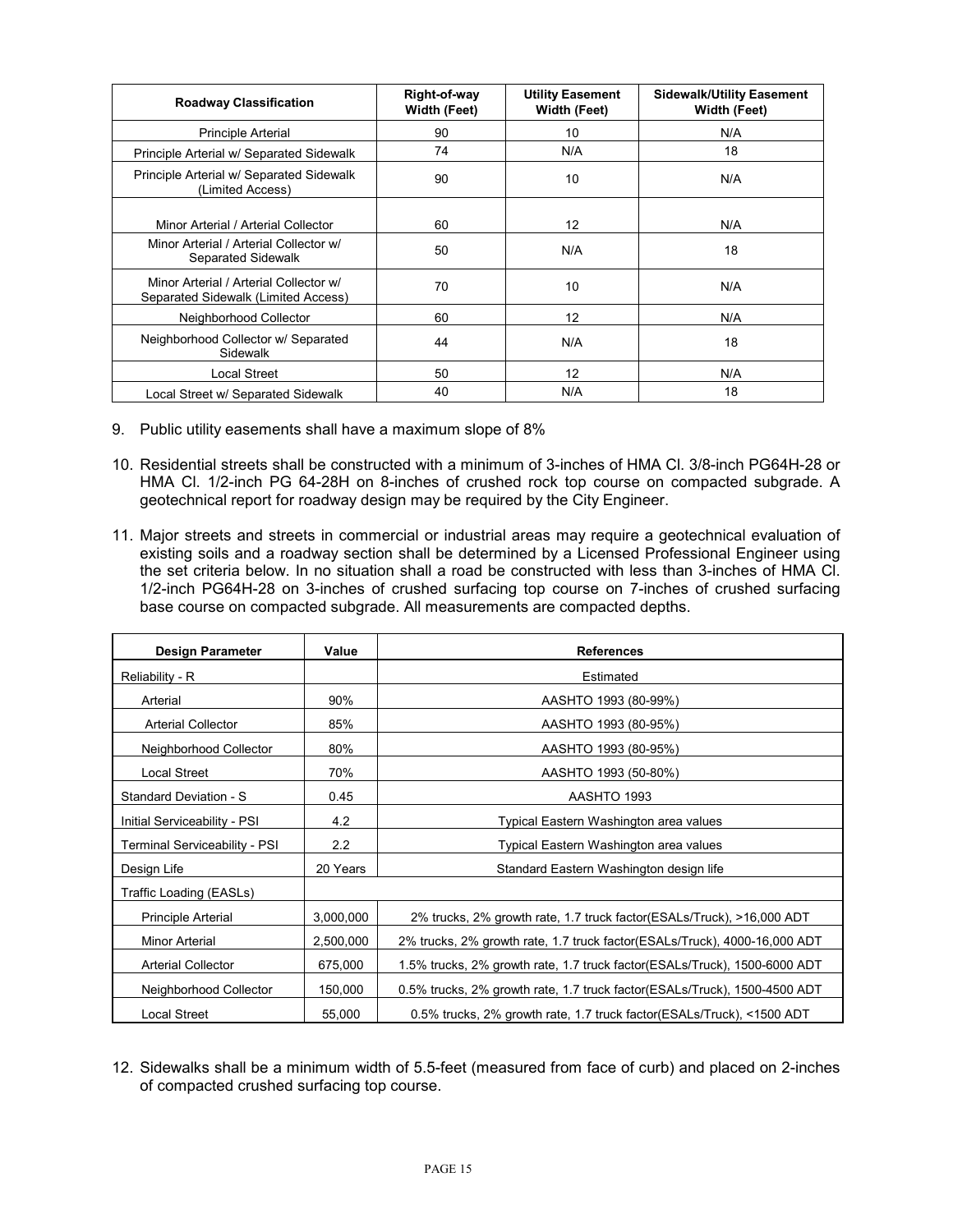| Roadway Classification | Right-of-way Width (Feet) | Utility Easement Width (Feet) | Sidewalk/Utility Easement Width (Feet) |
|---|---|---|---|
| Principle Arterial | 90 | 10 | N/A |
| Principle Arterial w/ Separated Sidewalk | 74 | N/A | 18 |
| Principle Arterial w/ Separated Sidewalk (Limited Access) | 90 | 10 | N/A |
| Minor Arterial / Arterial Collector | 60 | 12 | N/A |
| Minor Arterial / Arterial Collector w/ Separated Sidewalk | 50 | N/A | 18 |
| Minor Arterial / Arterial Collector w/ Separated Sidewalk (Limited Access) | 70 | 10 | N/A |
| Neighborhood Collector | 60 | 12 | N/A |
| Neighborhood Collector w/ Separated Sidewalk | 44 | N/A | 18 |
| Local Street | 50 | 12 | N/A |
| Local Street w/ Separated Sidewalk | 40 | N/A | 18 |

9. Public utility easements shall have a maximum slope of 8%

10. Residential streets shall be constructed with a minimum of 3-inches of HMA Cl. 3/8-inch PG64H-28 or HMA Cl. 1/2-inch PG 64-28H on 8-inches of crushed rock top course on compacted subgrade. A geotechnical report for roadway design may be required by the City Engineer.

11. Major streets and streets in commercial or industrial areas may require a geotechnical evaluation of existing soils and a roadway section shall be determined by a Licensed Professional Engineer using the set criteria below. In no situation shall a road be constructed with less than 3-inches of HMA Cl. 1/2-inch PG64H-28 on 3-inches of crushed surfacing top course on 7-inches of crushed surfacing base course on compacted subgrade. All measurements are compacted depths.

| Design Parameter | Value | References |
|---|---|---|
| Reliability - R | | Estimated |
| Arterial | 90% | AASHTO 1993 (80-99%) |
| Arterial Collector | 85% | AASHTO 1993 (80-95%) |
| Neighborhood Collector | 80% | AASHTO 1993 (80-95%) |
| Local Street | 70% | AASHTO 1993 (50-80%) |
| Standard Deviation - S | 0.45 | AASHTO 1993 |
| Initial Serviceability - PSI | 4.2 | Typical Eastern Washington area values |
| Terminal Serviceability - PSI | 2.2 | Typical Eastern Washington area values |
| Design Life | 20 Years | Standard Eastern Washington design life |
| Traffic Loading (EASLs) | | |
| Principle Arterial | 3,000,000 | 2% trucks, 2% growth rate, 1.7 truck factor(ESALs/Truck), >16,000 ADT |
| Minor Arterial | 2,500,000 | 2% trucks, 2% growth rate, 1.7 truck factor(ESALs/Truck), 4000-16,000 ADT |
| Arterial Collector | 675,000 | 1.5% trucks, 2% growth rate, 1.7 truck factor(ESALs/Truck), 1500-6000 ADT |
| Neighborhood Collector | 150,000 | 0.5% trucks, 2% growth rate, 1.7 truck factor(ESALs/Truck), 1500-4500 ADT |
| Local Street | 55,000 | 0.5% trucks, 2% growth rate, 1.7 truck factor(ESALs/Truck), <1500 ADT |

12. Sidewalks shall be a minimum width of 5.5-feet (measured from face of curb) and placed on 2-inches of compacted crushed surfacing top course.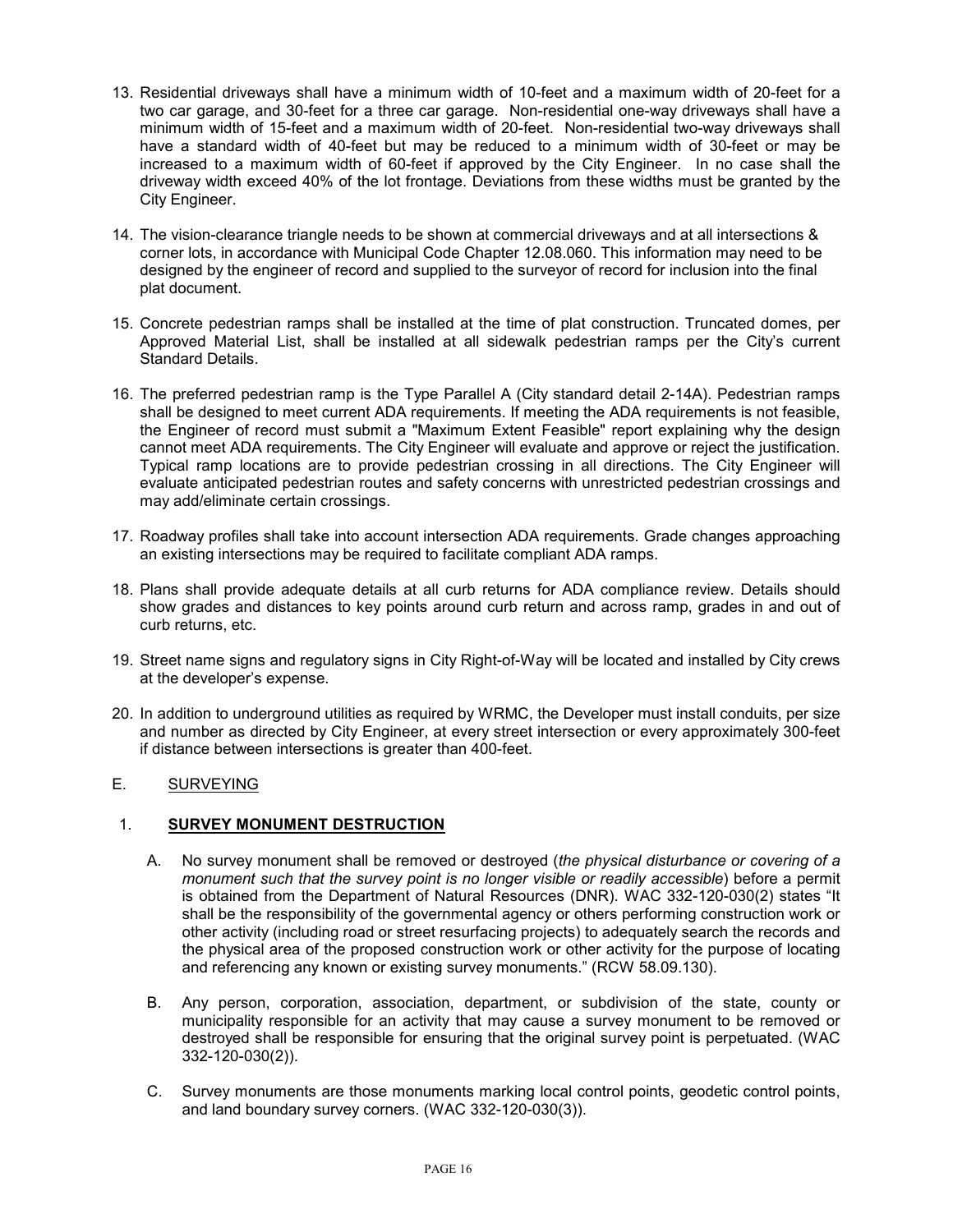13. Residential driveways shall have a minimum width of 10-feet and a maximum width of 20-feet for a two car garage, and 30-feet for a three car garage. Non-residential one-way driveways shall have a minimum width of 15-feet and a maximum width of 20-feet. Non-residential two-way driveways shall have a standard width of 40-feet but may be reduced to a minimum width of 30-feet or may be increased to a maximum width of 60-feet if approved by the City Engineer. In no case shall the driveway width exceed 40% of the lot frontage. Deviations from these widths must be granted by the City Engineer.

14. The vision-clearance triangle needs to be shown at commercial driveways and at all intersections & corner lots, in accordance with Municipal Code Chapter 12.08.060. This information may need to be designed by the engineer of record and supplied to the surveyor of record for inclusion into the final plat document.

15. Concrete pedestrian ramps shall be installed at the time of plat construction. Truncated domes, per Approved Material List, shall be installed at all sidewalk pedestrian ramps per the City's current Standard Details.

16. The preferred pedestrian ramp is the Type Parallel A (City standard detail 2-14A). Pedestrian ramps shall be designed to meet current ADA requirements. If meeting the ADA requirements is not feasible, the Engineer of record must submit a "Maximum Extent Feasible" report explaining why the design cannot meet ADA requirements. The City Engineer will evaluate and approve or reject the justification. Typical ramp locations are to provide pedestrian crossing in all directions. The City Engineer will evaluate anticipated pedestrian routes and safety concerns with unrestricted pedestrian crossings and may add/eliminate certain crossings.

17. Roadway profiles shall take into account intersection ADA requirements. Grade changes approaching an existing intersections may be required to facilitate compliant ADA ramps.

18. Plans shall provide adequate details at all curb returns for ADA compliance review. Details should show grades and distances to key points around curb return and across ramp, grades in and out of curb returns, etc.

19. Street name signs and regulatory signs in City Right-of-Way will be located and installed by City crews at the developer's expense.

20. In addition to underground utilities as required by WRMC, the Developer must install conduits, per size and number as directed by City Engineer, at every street intersection or every approximately 300-feet if distance between intersections is greater than 400-feet.

E. SURVEYING

1. **SURVEY MONUMENT DESTRUCTION**

   A. No survey monument shall be removed or destroyed (*the physical disturbance or covering of a monument such that the survey point is no longer visible or readily accessible*) before a permit is obtained from the Department of Natural Resources (DNR). WAC 332-120-030(2) states "It shall be the responsibility of the governmental agency or others performing construction work or other activity (including road or street resurfacing projects) to adequately search the records and the physical area of the proposed construction work or other activity for the purpose of locating and referencing any known or existing survey monuments." (RCW 58.09.130).

   B. Any person, corporation, association, department, or subdivision of the state, county or municipality responsible for an activity that may cause a survey monument to be removed or destroyed shall be responsible for ensuring that the original survey point is perpetuated. (WAC 332-120-030(2)).

   C. Survey monuments are those monuments marking local control points, geodetic control points, and land boundary survey corners. (WAC 332-120-030(3)).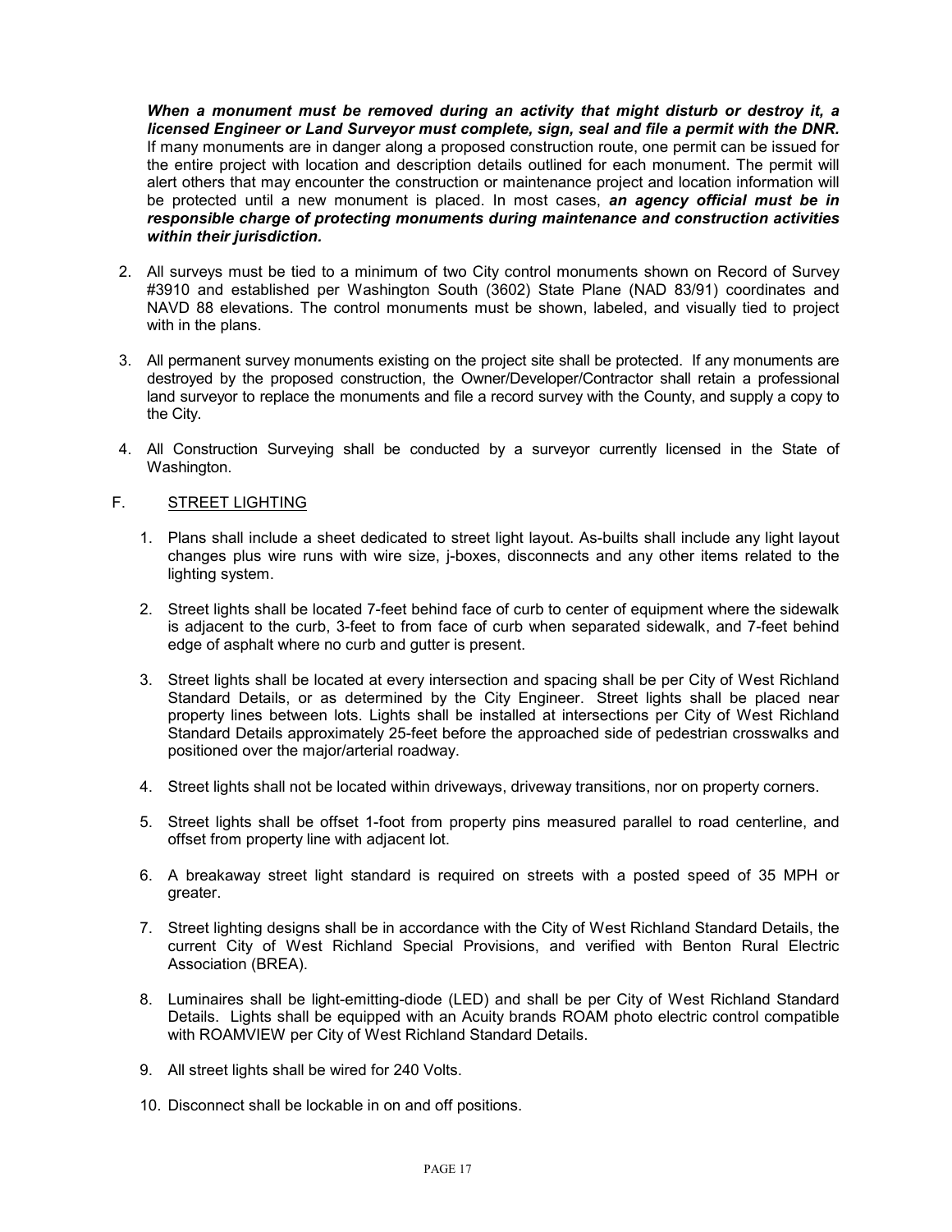***When a monument must be removed during an activity that might disturb or destroy it, a licensed Engineer or Land Surveyor must complete, sign, seal and file a permit with the DNR.*** If many monuments are in danger along a proposed construction route, one permit can be issued for the entire project with location and description details outlined for each monument. The permit will alert others that may encounter the construction or maintenance project and location information will be protected until a new monument is placed. In most cases, ***an agency official must be in responsible charge of protecting monuments during maintenance and construction activities within their jurisdiction.***

2. All surveys must be tied to a minimum of two City control monuments shown on Record of Survey #3910 and established per Washington South (3602) State Plane (NAD 83/91) coordinates and NAVD 88 elevations. The control monuments must be shown, labeled, and visually tied to project with in the plans.

3. All permanent survey monuments existing on the project site shall be protected. If any monuments are destroyed by the proposed construction, the Owner/Developer/Contractor shall retain a professional land surveyor to replace the monuments and file a record survey with the County, and supply a copy to the City.

4. All Construction Surveying shall be conducted by a surveyor currently licensed in the State of Washington.

F. <u>STREET LIGHTING</u>

1. Plans shall include a sheet dedicated to street light layout. As-builts shall include any light layout changes plus wire runs with wire size, j-boxes, disconnects and any other items related to the lighting system.

2. Street lights shall be located 7-feet behind face of curb to center of equipment where the sidewalk is adjacent to the curb, 3-feet to from face of curb when separated sidewalk, and 7-feet behind edge of asphalt where no curb and gutter is present.

3. Street lights shall be located at every intersection and spacing shall be per City of West Richland Standard Details, or as determined by the City Engineer. Street lights shall be placed near property lines between lots. Lights shall be installed at intersections per City of West Richland Standard Details approximately 25-feet before the approached side of pedestrian crosswalks and positioned over the major/arterial roadway.

4. Street lights shall not be located within driveways, driveway transitions, nor on property corners.

5. Street lights shall be offset 1-foot from property pins measured parallel to road centerline, and offset from property line with adjacent lot.

6. A breakaway street light standard is required on streets with a posted speed of 35 MPH or greater.

7. Street lighting designs shall be in accordance with the City of West Richland Standard Details, the current City of West Richland Special Provisions, and verified with Benton Rural Electric Association (BREA).

8. Luminaires shall be light-emitting-diode (LED) and shall be per City of West Richland Standard Details. Lights shall be equipped with an Acuity brands ROAM photo electric control compatible with ROAMVIEW per City of West Richland Standard Details.

9. All street lights shall be wired for 240 Volts.

10. Disconnect shall be lockable in on and off positions.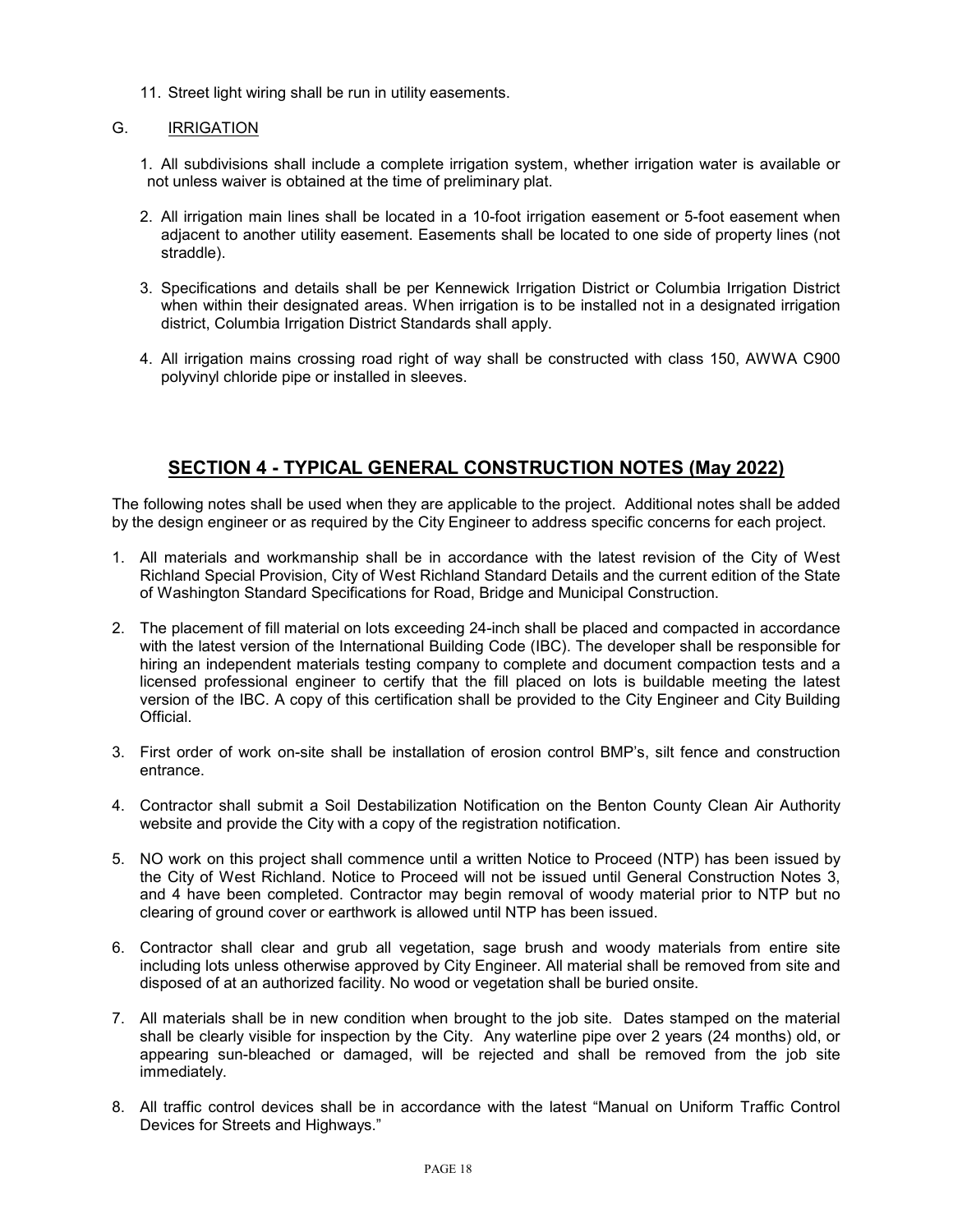11. Street light wiring shall be run in utility easements.

G. IRRIGATION

1. All subdivisions shall include a complete irrigation system, whether irrigation water is available or not unless waiver is obtained at the time of preliminary plat.

2. All irrigation main lines shall be located in a 10-foot irrigation easement or 5-foot easement when adjacent to another utility easement. Easements shall be located to one side of property lines (not straddle).

3. Specifications and details shall be per Kennewick Irrigation District or Columbia Irrigation District when within their designated areas. When irrigation is to be installed not in a designated irrigation district, Columbia Irrigation District Standards shall apply.

4. All irrigation mains crossing road right of way shall be constructed with class 150, AWWA C900 polyvinyl chloride pipe or installed in sleeves.

## SECTION 4 - TYPICAL GENERAL CONSTRUCTION NOTES (May 2022)

The following notes shall be used when they are applicable to the project. Additional notes shall be added by the design engineer or as required by the City Engineer to address specific concerns for each project.

1. All materials and workmanship shall be in accordance with the latest revision of the City of West Richland Special Provision, City of West Richland Standard Details and the current edition of the State of Washington Standard Specifications for Road, Bridge and Municipal Construction.

2. The placement of fill material on lots exceeding 24-inch shall be placed and compacted in accordance with the latest version of the International Building Code (IBC). The developer shall be responsible for hiring an independent materials testing company to complete and document compaction tests and a licensed professional engineer to certify that the fill placed on lots is buildable meeting the latest version of the IBC. A copy of this certification shall be provided to the City Engineer and City Building Official.

3. First order of work on-site shall be installation of erosion control BMP's, silt fence and construction entrance.

4. Contractor shall submit a Soil Destabilization Notification on the Benton County Clean Air Authority website and provide the City with a copy of the registration notification.

5. NO work on this project shall commence until a written Notice to Proceed (NTP) has been issued by the City of West Richland. Notice to Proceed will not be issued until General Construction Notes 3, and 4 have been completed. Contractor may begin removal of woody material prior to NTP but no clearing of ground cover or earthwork is allowed until NTP has been issued.

6. Contractor shall clear and grub all vegetation, sage brush and woody materials from entire site including lots unless otherwise approved by City Engineer. All material shall be removed from site and disposed of at an authorized facility. No wood or vegetation shall be buried onsite.

7. All materials shall be in new condition when brought to the job site. Dates stamped on the material shall be clearly visible for inspection by the City. Any waterline pipe over 2 years (24 months) old, or appearing sun-bleached or damaged, will be rejected and shall be removed from the job site immediately.

8. All traffic control devices shall be in accordance with the latest "Manual on Uniform Traffic Control Devices for Streets and Highways."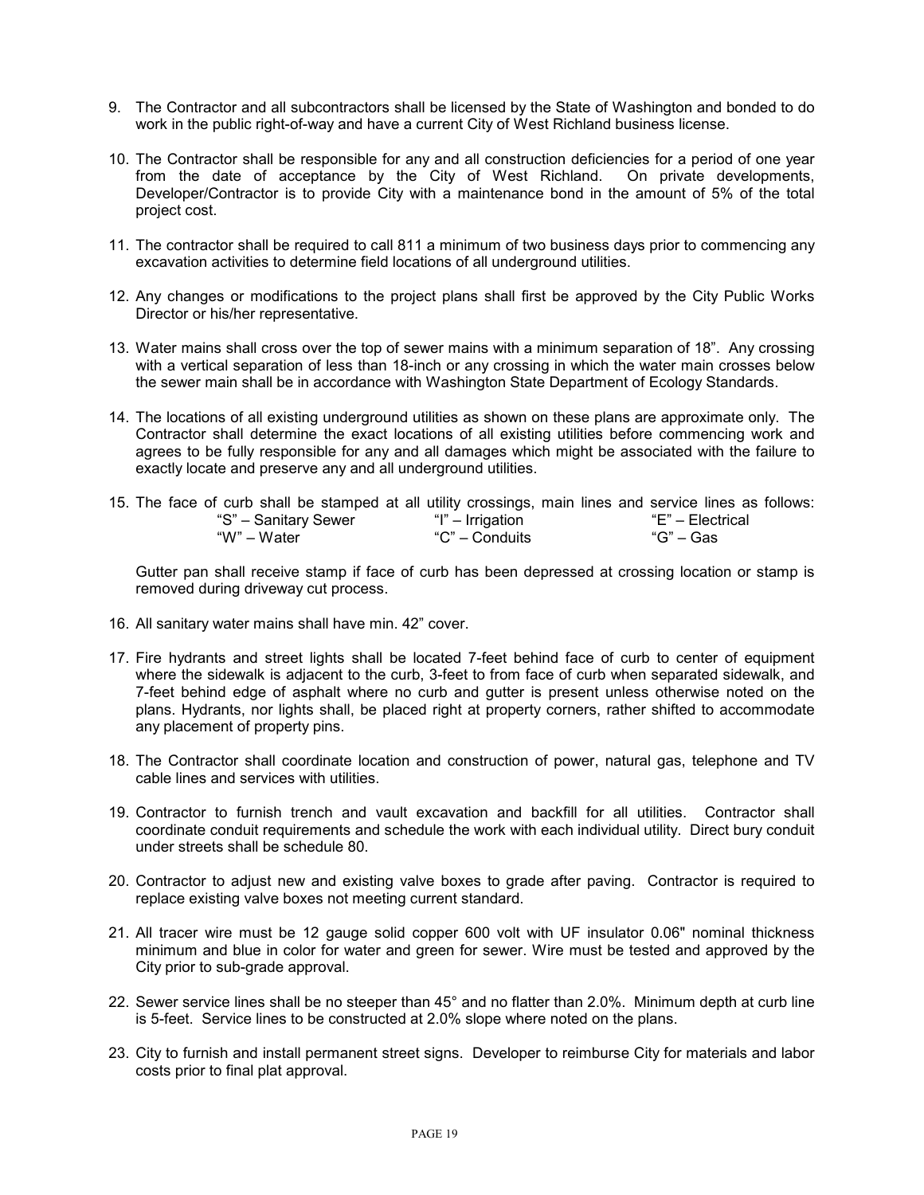9. The Contractor and all subcontractors shall be licensed by the State of Washington and bonded to do work in the public right-of-way and have a current City of West Richland business license.

10. The Contractor shall be responsible for any and all construction deficiencies for a period of one year from the date of acceptance by the City of West Richland. On private developments, Developer/Contractor is to provide City with a maintenance bond in the amount of 5% of the total project cost.

11. The contractor shall be required to call 811 a minimum of two business days prior to commencing any excavation activities to determine field locations of all underground utilities.

12. Any changes or modifications to the project plans shall first be approved by the City Public Works Director or his/her representative.

13. Water mains shall cross over the top of sewer mains with a minimum separation of 18”. Any crossing with a vertical separation of less than 18-inch or any crossing in which the water main crosses below the sewer main shall be in accordance with Washington State Department of Ecology Standards.

14. The locations of all existing underground utilities as shown on these plans are approximate only. The Contractor shall determine the exact locations of all existing utilities before commencing work and agrees to be fully responsible for any and all damages which might be associated with the failure to exactly locate and preserve any and all underground utilities.

15. The face of curb shall be stamped at all utility crossings, main lines and service lines as follows:

    | | | |
    |---|---|---|
    | “S” – Sanitary Sewer | “I” – Irrigation | “E” – Electrical |
    | “W” – Water | “C” – Conduits | “G” – Gas |

    Gutter pan shall receive stamp if face of curb has been depressed at crossing location or stamp is removed during driveway cut process.

16. All sanitary water mains shall have min. 42” cover.

17. Fire hydrants and street lights shall be located 7-feet behind face of curb to center of equipment where the sidewalk is adjacent to the curb, 3-feet to from face of curb when separated sidewalk, and 7-feet behind edge of asphalt where no curb and gutter is present unless otherwise noted on the plans. Hydrants, nor lights shall, be placed right at property corners, rather shifted to accommodate any placement of property pins.

18. The Contractor shall coordinate location and construction of power, natural gas, telephone and TV cable lines and services with utilities.

19. Contractor to furnish trench and vault excavation and backfill for all utilities. Contractor shall coordinate conduit requirements and schedule the work with each individual utility. Direct bury conduit under streets shall be schedule 80.

20. Contractor to adjust new and existing valve boxes to grade after paving. Contractor is required to replace existing valve boxes not meeting current standard.

21. All tracer wire must be 12 gauge solid copper 600 volt with UF insulator 0.06" nominal thickness minimum and blue in color for water and green for sewer. Wire must be tested and approved by the City prior to sub-grade approval.

22. Sewer service lines shall be no steeper than 45° and no flatter than 2.0%. Minimum depth at curb line is 5-feet. Service lines to be constructed at 2.0% slope where noted on the plans.

23. City to furnish and install permanent street signs. Developer to reimburse City for materials and labor costs prior to final plat approval.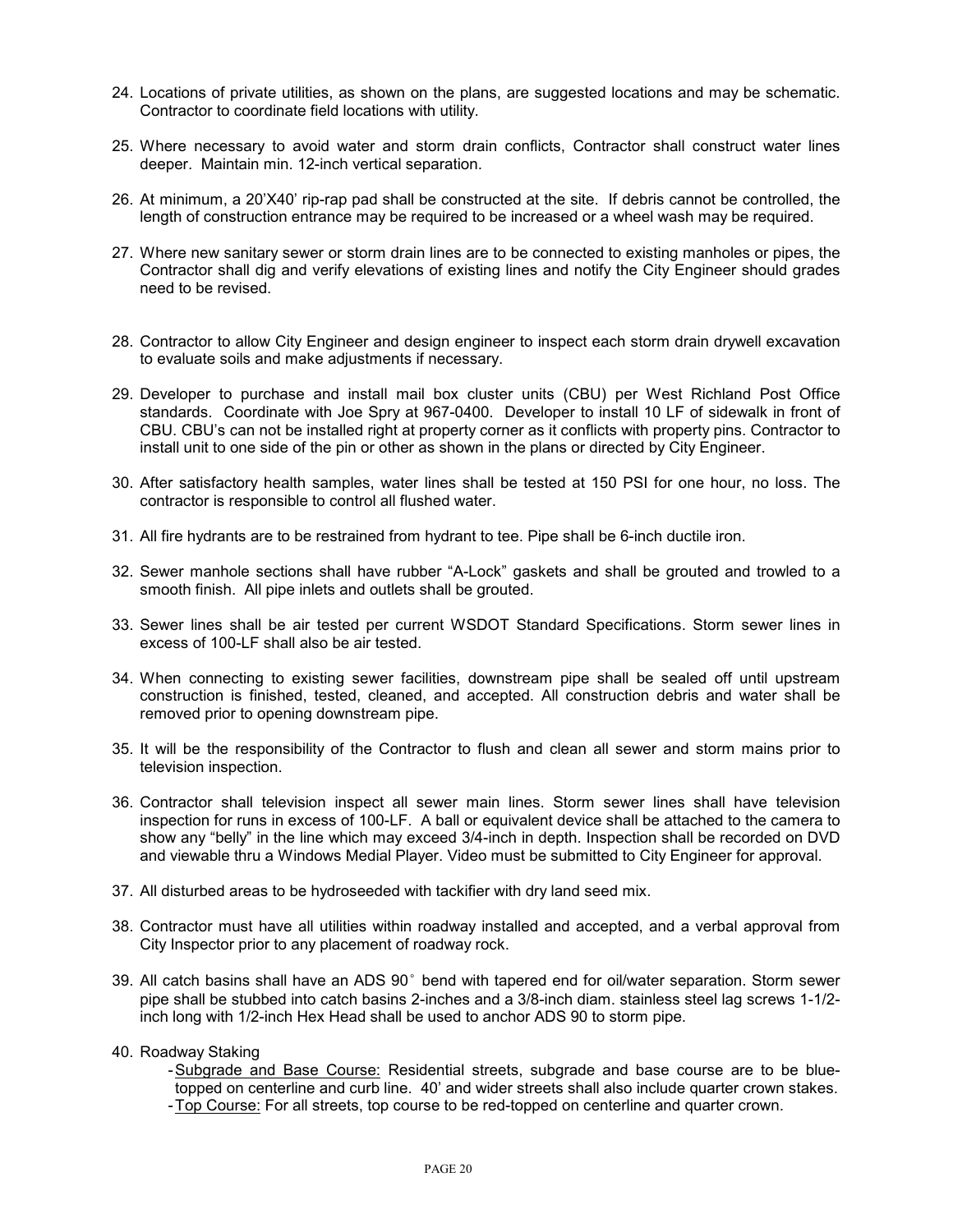24. Locations of private utilities, as shown on the plans, are suggested locations and may be schematic. Contractor to coordinate field locations with utility.

25. Where necessary to avoid water and storm drain conflicts, Contractor shall construct water lines deeper. Maintain min. 12-inch vertical separation.

26. At minimum, a 20'X40' rip-rap pad shall be constructed at the site. If debris cannot be controlled, the length of construction entrance may be required to be increased or a wheel wash may be required.

27. Where new sanitary sewer or storm drain lines are to be connected to existing manholes or pipes, the Contractor shall dig and verify elevations of existing lines and notify the City Engineer should grades need to be revised.

28. Contractor to allow City Engineer and design engineer to inspect each storm drain drywell excavation to evaluate soils and make adjustments if necessary.

29. Developer to purchase and install mail box cluster units (CBU) per West Richland Post Office standards. Coordinate with Joe Spry at 967-0400. Developer to install 10 LF of sidewalk in front of CBU. CBU's can not be installed right at property corner as it conflicts with property pins. Contractor to install unit to one side of the pin or other as shown in the plans or directed by City Engineer.

30. After satisfactory health samples, water lines shall be tested at 150 PSI for one hour, no loss. The contractor is responsible to control all flushed water.

31. All fire hydrants are to be restrained from hydrant to tee. Pipe shall be 6-inch ductile iron.

32. Sewer manhole sections shall have rubber "A-Lock" gaskets and shall be grouted and trowled to a smooth finish. All pipe inlets and outlets shall be grouted.

33. Sewer lines shall be air tested per current WSDOT Standard Specifications. Storm sewer lines in excess of 100-LF shall also be air tested.

34. When connecting to existing sewer facilities, downstream pipe shall be sealed off until upstream construction is finished, tested, cleaned, and accepted. All construction debris and water shall be removed prior to opening downstream pipe.

35. It will be the responsibility of the Contractor to flush and clean all sewer and storm mains prior to television inspection.

36. Contractor shall television inspect all sewer main lines. Storm sewer lines shall have television inspection for runs in excess of 100-LF. A ball or equivalent device shall be attached to the camera to show any "belly" in the line which may exceed 3/4-inch in depth. Inspection shall be recorded on DVD and viewable thru a Windows Medial Player. Video must be submitted to City Engineer for approval.

37. All disturbed areas to be hydroseeded with tackifier with dry land seed mix.

38. Contractor must have all utilities within roadway installed and accepted, and a verbal approval from City Inspector prior to any placement of roadway rock.

39. All catch basins shall have an ADS 90° bend with tapered end for oil/water separation. Storm sewer pipe shall be stubbed into catch basins 2-inches and a 3/8-inch diam. stainless steel lag screws 1-1/2-inch long with 1/2-inch Hex Head shall be used to anchor ADS 90 to storm pipe.

40. Roadway Staking
    - Subgrade and Base Course: Residential streets, subgrade and base course are to be blue-topped on centerline and curb line. 40' and wider streets shall also include quarter crown stakes.
    - Top Course: For all streets, top course to be red-topped on centerline and quarter crown.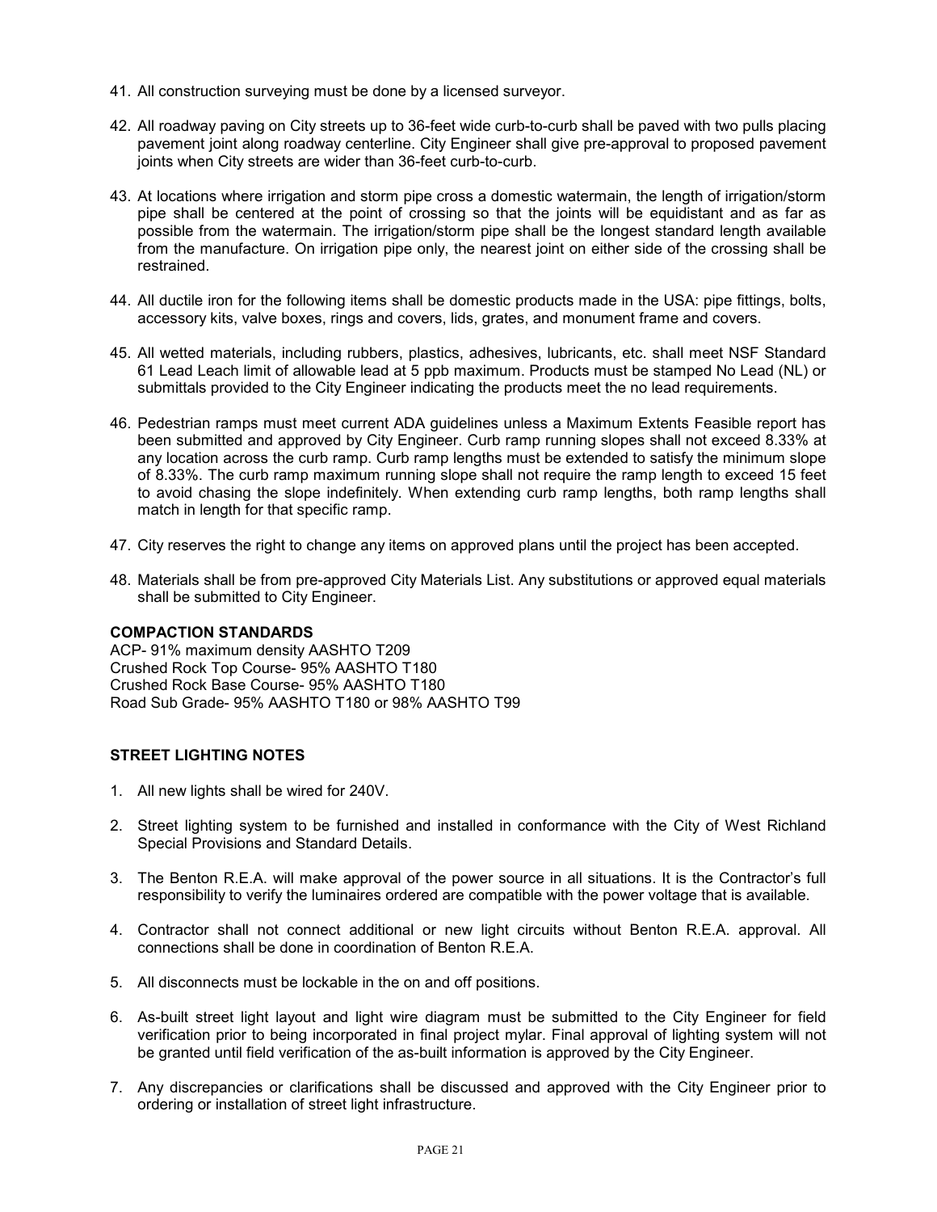41. All construction surveying must be done by a licensed surveyor.

42. All roadway paving on City streets up to 36-feet wide curb-to-curb shall be paved with two pulls placing pavement joint along roadway centerline. City Engineer shall give pre-approval to proposed pavement joints when City streets are wider than 36-feet curb-to-curb.

43. At locations where irrigation and storm pipe cross a domestic watermain, the length of irrigation/storm pipe shall be centered at the point of crossing so that the joints will be equidistant and as far as possible from the watermain. The irrigation/storm pipe shall be the longest standard length available from the manufacture. On irrigation pipe only, the nearest joint on either side of the crossing shall be restrained.

44. All ductile iron for the following items shall be domestic products made in the USA: pipe fittings, bolts, accessory kits, valve boxes, rings and covers, lids, grates, and monument frame and covers.

45. All wetted materials, including rubbers, plastics, adhesives, lubricants, etc. shall meet NSF Standard 61 Lead Leach limit of allowable lead at 5 ppb maximum. Products must be stamped No Lead (NL) or submittals provided to the City Engineer indicating the products meet the no lead requirements.

46. Pedestrian ramps must meet current ADA guidelines unless a Maximum Extents Feasible report has been submitted and approved by City Engineer. Curb ramp running slopes shall not exceed 8.33% at any location across the curb ramp. Curb ramp lengths must be extended to satisfy the minimum slope of 8.33%. The curb ramp maximum running slope shall not require the ramp length to exceed 15 feet to avoid chasing the slope indefinitely. When extending curb ramp lengths, both ramp lengths shall match in length for that specific ramp.

47. City reserves the right to change any items on approved plans until the project has been accepted.

48. Materials shall be from pre-approved City Materials List. Any substitutions or approved equal materials shall be submitted to City Engineer.

**COMPACTION STANDARDS**

ACP- 91% maximum density AASHTO T209
Crushed Rock Top Course- 95% AASHTO T180
Crushed Rock Base Course- 95% AASHTO T180
Road Sub Grade- 95% AASHTO T180 or 98% AASHTO T99

**STREET LIGHTING NOTES**

1. All new lights shall be wired for 240V.

2. Street lighting system to be furnished and installed in conformance with the City of West Richland Special Provisions and Standard Details.

3. The Benton R.E.A. will make approval of the power source in all situations. It is the Contractor's full responsibility to verify the luminaires ordered are compatible with the power voltage that is available.

4. Contractor shall not connect additional or new light circuits without Benton R.E.A. approval. All connections shall be done in coordination of Benton R.E.A.

5. All disconnects must be lockable in the on and off positions.

6. As-built street light layout and light wire diagram must be submitted to the City Engineer for field verification prior to being incorporated in final project mylar. Final approval of lighting system will not be granted until field verification of the as-built information is approved by the City Engineer.

7. Any discrepancies or clarifications shall be discussed and approved with the City Engineer prior to ordering or installation of street light infrastructure.